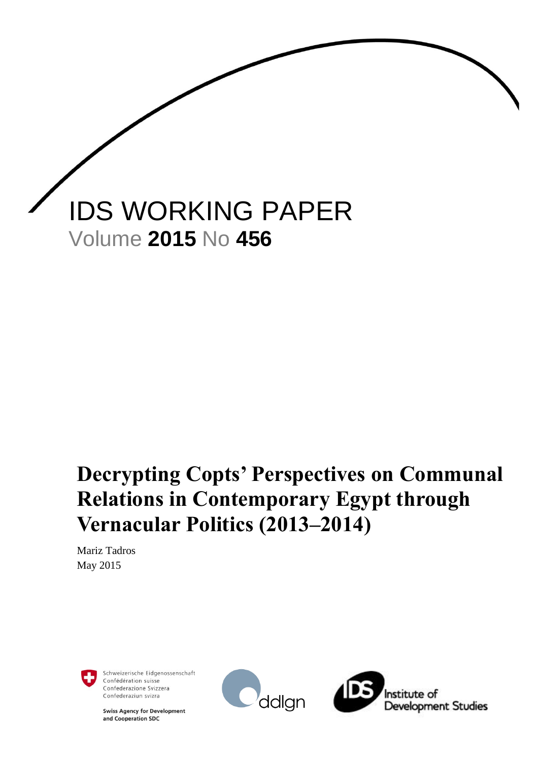IDS WORKING PAPER

Volume **2015** No **456**

# Decrypting Copts' Perspectives on Communal Relations in Contemporary Egypt through Vernacular Politics (2013–2014)

Mariz Tadros

May 2015

Schweizerische Eidgenossenschaft
Confédération suisse
Confederazione Svizzera
Confederaziun svizra

**Swiss Agency for Development and Cooperation SDC**

ddlgn

Institute of Development Studies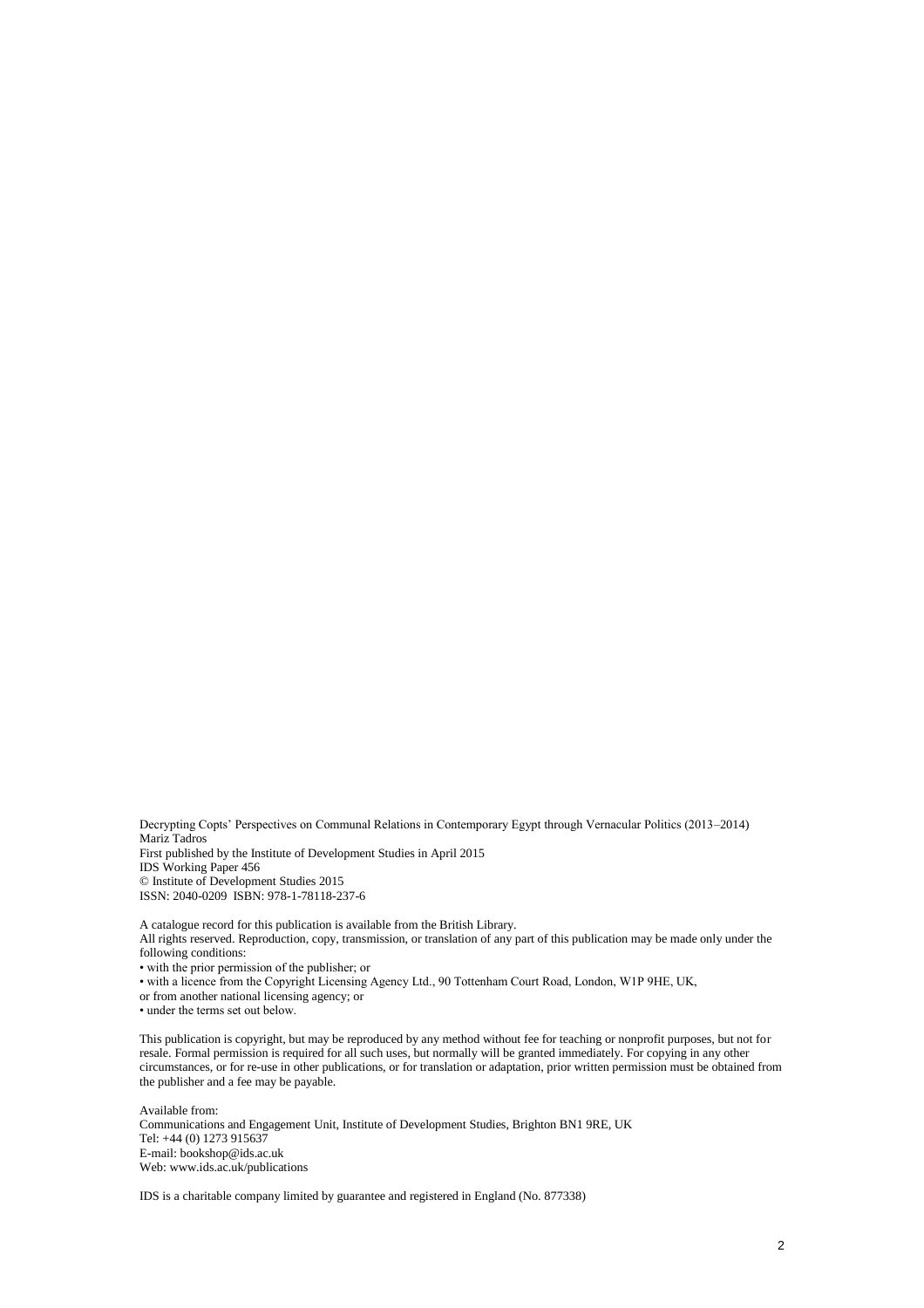Decrypting Copts' Perspectives on Communal Relations in Contemporary Egypt through Vernacular Politics (2013–2014)
Mariz Tadros
First published by the Institute of Development Studies in April 2015
IDS Working Paper 456
© Institute of Development Studies 2015
ISSN: 2040-0209 ISBN: 978-1-78118-237-6

A catalogue record for this publication is available from the British Library.
All rights reserved. Reproduction, copy, transmission, or translation of any part of this publication may be made only under the following conditions:

- with the prior permission of the publisher; or
- with a licence from the Copyright Licensing Agency Ltd., 90 Tottenham Court Road, London, W1P 9HE, UK,
or from another national licensing agency; or
- under the terms set out below.

This publication is copyright, but may be reproduced by any method without fee for teaching or nonprofit purposes, but not for resale. Formal permission is required for all such uses, but normally will be granted immediately. For copying in any other circumstances, or for re-use in other publications, or for translation or adaptation, prior written permission must be obtained from the publisher and a fee may be payable.

Available from:
Communications and Engagement Unit, Institute of Development Studies, Brighton BN1 9RE, UK
Tel: +44 (0) 1273 915637
E-mail: bookshop@ids.ac.uk
Web: www.ids.ac.uk/publications

IDS is a charitable company limited by guarantee and registered in England (No. 877338)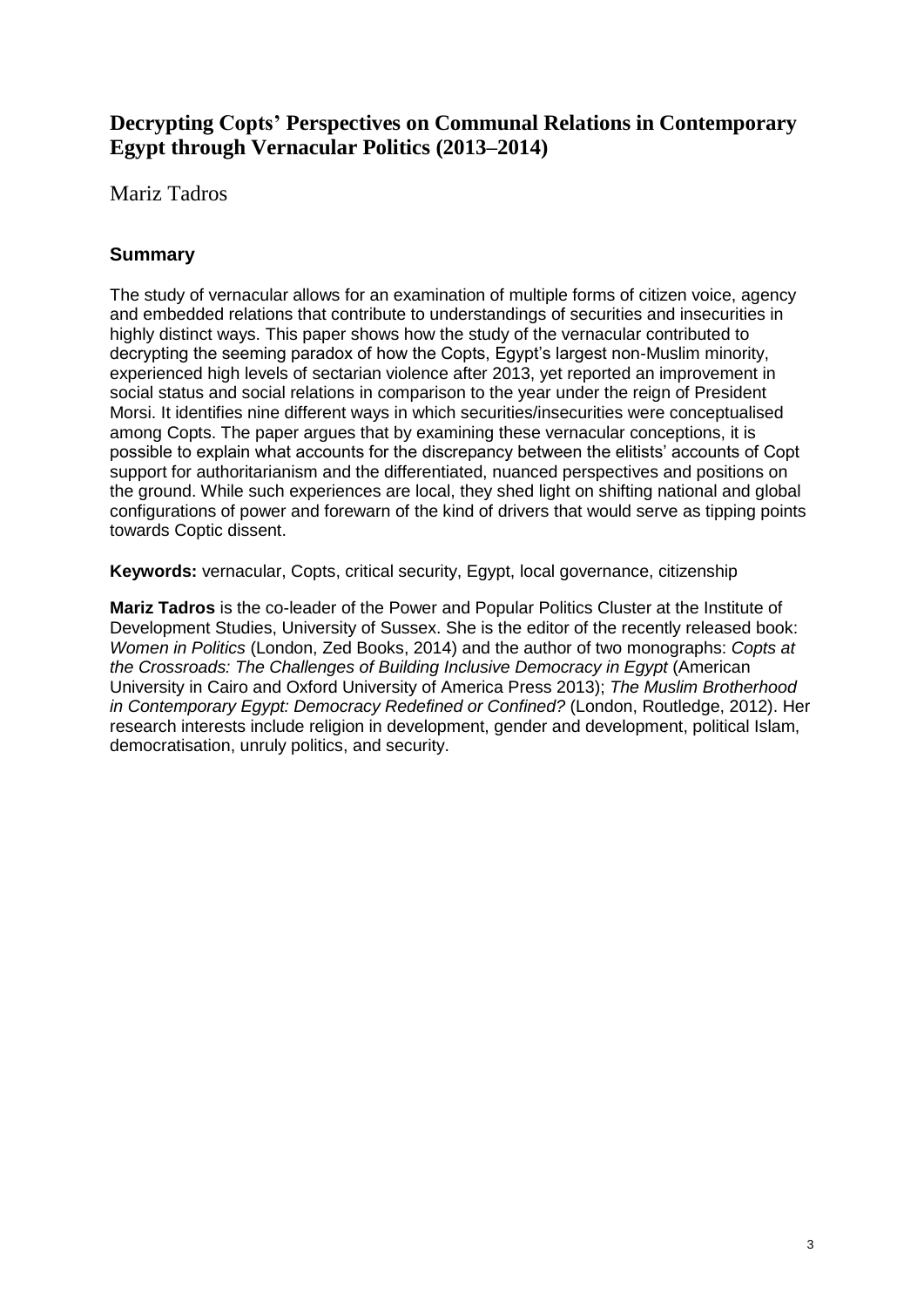# Decrypting Copts' Perspectives on Communal Relations in Contemporary Egypt through Vernacular Politics (2013–2014)

Mariz Tadros

## Summary

The study of vernacular allows for an examination of multiple forms of citizen voice, agency and embedded relations that contribute to understandings of securities and insecurities in highly distinct ways. This paper shows how the study of the vernacular contributed to decrypting the seeming paradox of how the Copts, Egypt's largest non-Muslim minority, experienced high levels of sectarian violence after 2013, yet reported an improvement in social status and social relations in comparison to the year under the reign of President Morsi. It identifies nine different ways in which securities/insecurities were conceptualised among Copts. The paper argues that by examining these vernacular conceptions, it is possible to explain what accounts for the discrepancy between the elitists' accounts of Copt support for authoritarianism and the differentiated, nuanced perspectives and positions on the ground. While such experiences are local, they shed light on shifting national and global configurations of power and forewarn of the kind of drivers that would serve as tipping points towards Coptic dissent.

**Keywords:** vernacular, Copts, critical security, Egypt, local governance, citizenship

**Mariz Tadros** is the co-leader of the Power and Popular Politics Cluster at the Institute of Development Studies, University of Sussex. She is the editor of the recently released book: *Women in Politics* (London, Zed Books, 2014) and the author of two monographs: *Copts at the Crossroads: The Challenges of Building Inclusive Democracy in Egypt* (American University in Cairo and Oxford University of America Press 2013); *The Muslim Brotherhood in Contemporary Egypt: Democracy Redefined or Confined?* (London, Routledge, 2012). Her research interests include religion in development, gender and development, political Islam, democratisation, unruly politics, and security.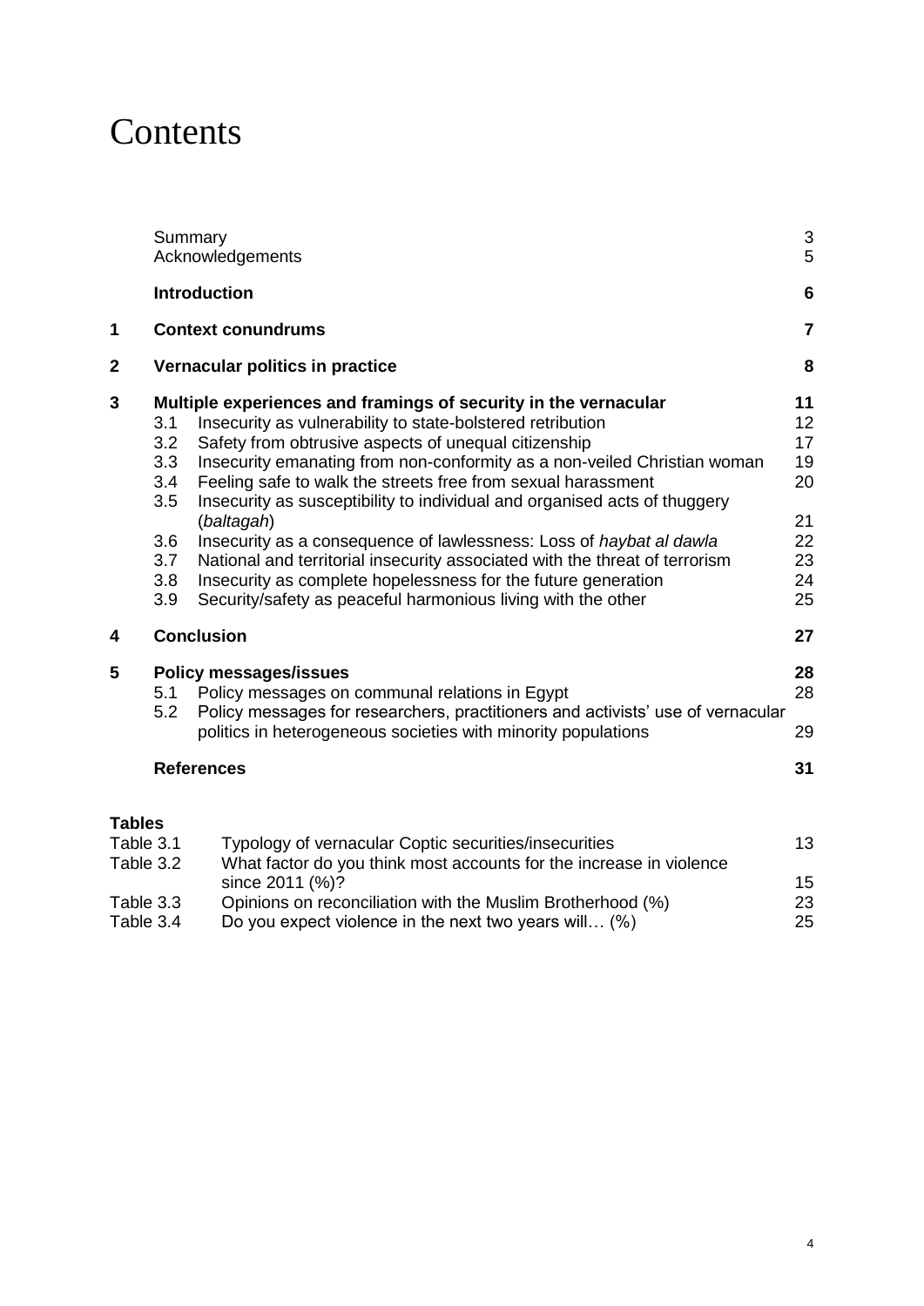# Contents

| | | Page |
|---|---|---|
| | Summary | 3 |
| | Acknowledgements | 5 |
| | **Introduction** | **6** |
| **1** | **Context conundrums** | **7** |
| **2** | **Vernacular politics in practice** | **8** |
| **3** | **Multiple experiences and framings of security in the vernacular** | **11** |
| 3.1 | Insecurity as vulnerability to state-bolstered retribution | 12 |
| 3.2 | Safety from obtrusive aspects of unequal citizenship | 17 |
| 3.3 | Insecurity emanating from non-conformity as a non-veiled Christian woman | 19 |
| 3.4 | Feeling safe to walk the streets free from sexual harassment | 20 |
| 3.5 | Insecurity as susceptibility to individual and organised acts of thuggery (*baltagah*) | 21 |
| 3.6 | Insecurity as a consequence of lawlessness: Loss of *haybat al dawla* | 22 |
| 3.7 | National and territorial insecurity associated with the threat of terrorism | 23 |
| 3.8 | Insecurity as complete hopelessness for the future generation | 24 |
| 3.9 | Security/safety as peaceful harmonious living with the other | 25 |
| **4** | **Conclusion** | **27** |
| **5** | **Policy messages/issues** | **28** |
| 5.1 | Policy messages on communal relations in Egypt | 28 |
| 5.2 | Policy messages for researchers, practitioners and activists' use of vernacular politics in heterogeneous societies with minority populations | 29 |
| | **References** | **31** |

**Tables**

| | | |
|---|---|---|
| Table 3.1 | Typology of vernacular Coptic securities/insecurities | 13 |
| Table 3.2 | What factor do you think most accounts for the increase in violence since 2011 (%)? | 15 |
| Table 3.3 | Opinions on reconciliation with the Muslim Brotherhood (%) | 23 |
| Table 3.4 | Do you expect violence in the next two years will… (%) | 25 |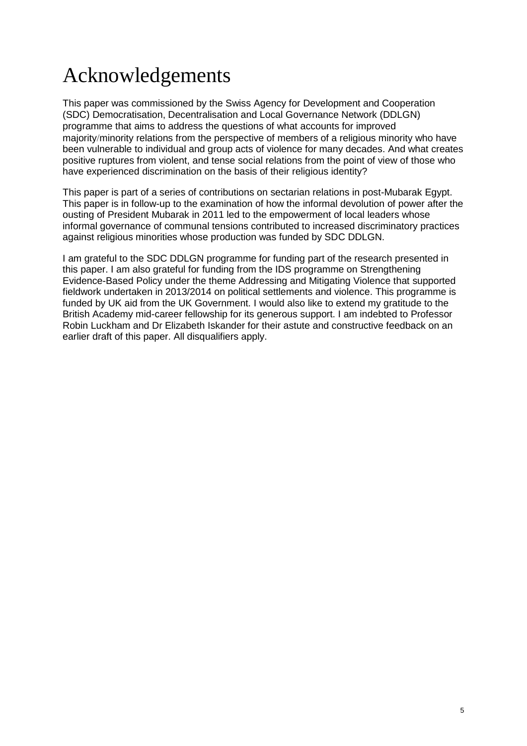# Acknowledgements

This paper was commissioned by the Swiss Agency for Development and Cooperation (SDC) Democratisation, Decentralisation and Local Governance Network (DDLGN) programme that aims to address the questions of what accounts for improved majority/minority relations from the perspective of members of a religious minority who have been vulnerable to individual and group acts of violence for many decades. And what creates positive ruptures from violent, and tense social relations from the point of view of those who have experienced discrimination on the basis of their religious identity?

This paper is part of a series of contributions on sectarian relations in post-Mubarak Egypt. This paper is in follow-up to the examination of how the informal devolution of power after the ousting of President Mubarak in 2011 led to the empowerment of local leaders whose informal governance of communal tensions contributed to increased discriminatory practices against religious minorities whose production was funded by SDC DDLGN.

I am grateful to the SDC DDLGN programme for funding part of the research presented in this paper. I am also grateful for funding from the IDS programme on Strengthening Evidence-Based Policy under the theme Addressing and Mitigating Violence that supported fieldwork undertaken in 2013/2014 on political settlements and violence. This programme is funded by UK aid from the UK Government. I would also like to extend my gratitude to the British Academy mid-career fellowship for its generous support. I am indebted to Professor Robin Luckham and Dr Elizabeth Iskander for their astute and constructive feedback on an earlier draft of this paper. All disqualifiers apply.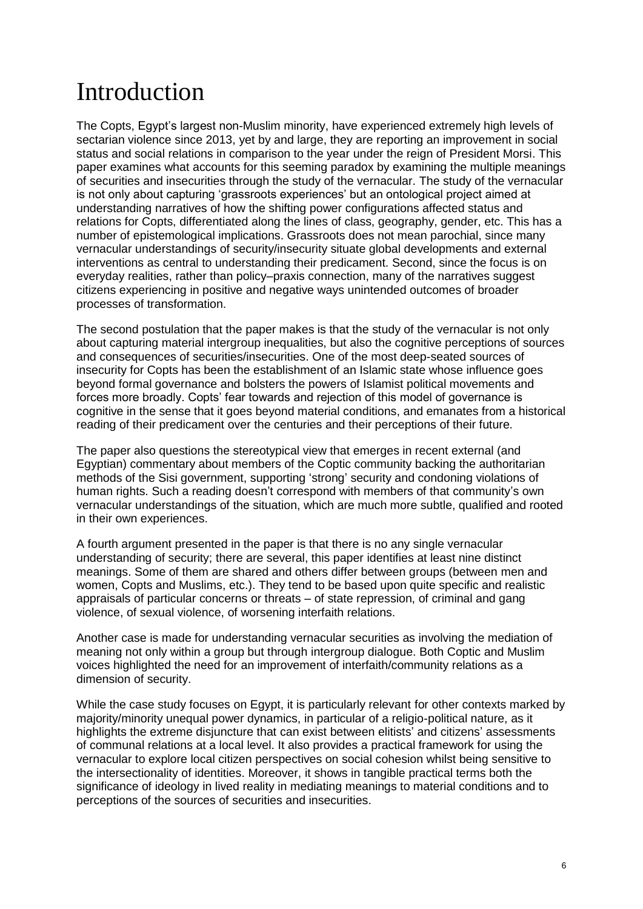# Introduction

The Copts, Egypt's largest non-Muslim minority, have experienced extremely high levels of sectarian violence since 2013, yet by and large, they are reporting an improvement in social status and social relations in comparison to the year under the reign of President Morsi. This paper examines what accounts for this seeming paradox by examining the multiple meanings of securities and insecurities through the study of the vernacular. The study of the vernacular is not only about capturing 'grassroots experiences' but an ontological project aimed at understanding narratives of how the shifting power configurations affected status and relations for Copts, differentiated along the lines of class, geography, gender, etc. This has a number of epistemological implications. Grassroots does not mean parochial, since many vernacular understandings of security/insecurity situate global developments and external interventions as central to understanding their predicament. Second, since the focus is on everyday realities, rather than policy–praxis connection, many of the narratives suggest citizens experiencing in positive and negative ways unintended outcomes of broader processes of transformation.

The second postulation that the paper makes is that the study of the vernacular is not only about capturing material intergroup inequalities, but also the cognitive perceptions of sources and consequences of securities/insecurities. One of the most deep-seated sources of insecurity for Copts has been the establishment of an Islamic state whose influence goes beyond formal governance and bolsters the powers of Islamist political movements and forces more broadly. Copts' fear towards and rejection of this model of governance is cognitive in the sense that it goes beyond material conditions, and emanates from a historical reading of their predicament over the centuries and their perceptions of their future.

The paper also questions the stereotypical view that emerges in recent external (and Egyptian) commentary about members of the Coptic community backing the authoritarian methods of the Sisi government, supporting 'strong' security and condoning violations of human rights. Such a reading doesn't correspond with members of that community's own vernacular understandings of the situation, which are much more subtle, qualified and rooted in their own experiences.

A fourth argument presented in the paper is that there is no any single vernacular understanding of security; there are several, this paper identifies at least nine distinct meanings. Some of them are shared and others differ between groups (between men and women, Copts and Muslims, etc.). They tend to be based upon quite specific and realistic appraisals of particular concerns or threats – of state repression, of criminal and gang violence, of sexual violence, of worsening interfaith relations.

Another case is made for understanding vernacular securities as involving the mediation of meaning not only within a group but through intergroup dialogue. Both Coptic and Muslim voices highlighted the need for an improvement of interfaith/community relations as a dimension of security.

While the case study focuses on Egypt, it is particularly relevant for other contexts marked by majority/minority unequal power dynamics, in particular of a religio-political nature, as it highlights the extreme disjuncture that can exist between elitists' and citizens' assessments of communal relations at a local level. It also provides a practical framework for using the vernacular to explore local citizen perspectives on social cohesion whilst being sensitive to the intersectionality of identities. Moreover, it shows in tangible practical terms both the significance of ideology in lived reality in mediating meanings to material conditions and to perceptions of the sources of securities and insecurities.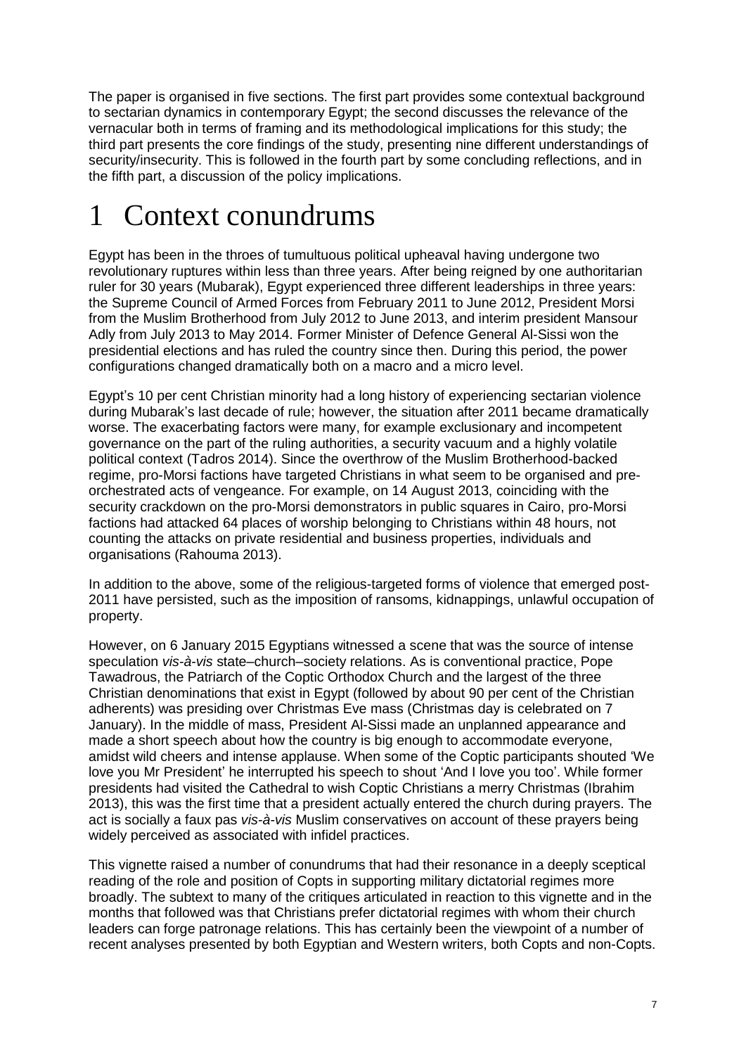The paper is organised in five sections. The first part provides some contextual background to sectarian dynamics in contemporary Egypt; the second discusses the relevance of the vernacular both in terms of framing and its methodological implications for this study; the third part presents the core findings of the study, presenting nine different understandings of security/insecurity. This is followed in the fourth part by some concluding reflections, and in the fifth part, a discussion of the policy implications.

# 1 Context conundrums

Egypt has been in the throes of tumultuous political upheaval having undergone two revolutionary ruptures within less than three years. After being reigned by one authoritarian ruler for 30 years (Mubarak), Egypt experienced three different leaderships in three years: the Supreme Council of Armed Forces from February 2011 to June 2012, President Morsi from the Muslim Brotherhood from July 2012 to June 2013, and interim president Mansour Adly from July 2013 to May 2014. Former Minister of Defence General Al-Sissi won the presidential elections and has ruled the country since then. During this period, the power configurations changed dramatically both on a macro and a micro level.

Egypt's 10 per cent Christian minority had a long history of experiencing sectarian violence during Mubarak's last decade of rule; however, the situation after 2011 became dramatically worse. The exacerbating factors were many, for example exclusionary and incompetent governance on the part of the ruling authorities, a security vacuum and a highly volatile political context (Tadros 2014). Since the overthrow of the Muslim Brotherhood-backed regime, pro-Morsi factions have targeted Christians in what seem to be organised and pre-orchestrated acts of vengeance. For example, on 14 August 2013, coinciding with the security crackdown on the pro-Morsi demonstrators in public squares in Cairo, pro-Morsi factions had attacked 64 places of worship belonging to Christians within 48 hours, not counting the attacks on private residential and business properties, individuals and organisations (Rahouma 2013).

In addition to the above, some of the religious-targeted forms of violence that emerged post-2011 have persisted, such as the imposition of ransoms, kidnappings, unlawful occupation of property.

However, on 6 January 2015 Egyptians witnessed a scene that was the source of intense speculation *vis-à-vis* state–church–society relations. As is conventional practice, Pope Tawadrous, the Patriarch of the Coptic Orthodox Church and the largest of the three Christian denominations that exist in Egypt (followed by about 90 per cent of the Christian adherents) was presiding over Christmas Eve mass (Christmas day is celebrated on 7 January). In the middle of mass, President Al-Sissi made an unplanned appearance and made a short speech about how the country is big enough to accommodate everyone, amidst wild cheers and intense applause. When some of the Coptic participants shouted 'We love you Mr President' he interrupted his speech to shout 'And I love you too'. While former presidents had visited the Cathedral to wish Coptic Christians a merry Christmas (Ibrahim 2013), this was the first time that a president actually entered the church during prayers. The act is socially a faux pas *vis-à-vis* Muslim conservatives on account of these prayers being widely perceived as associated with infidel practices.

This vignette raised a number of conundrums that had their resonance in a deeply sceptical reading of the role and position of Copts in supporting military dictatorial regimes more broadly. The subtext to many of the critiques articulated in reaction to this vignette and in the months that followed was that Christians prefer dictatorial regimes with whom their church leaders can forge patronage relations. This has certainly been the viewpoint of a number of recent analyses presented by both Egyptian and Western writers, both Copts and non-Copts.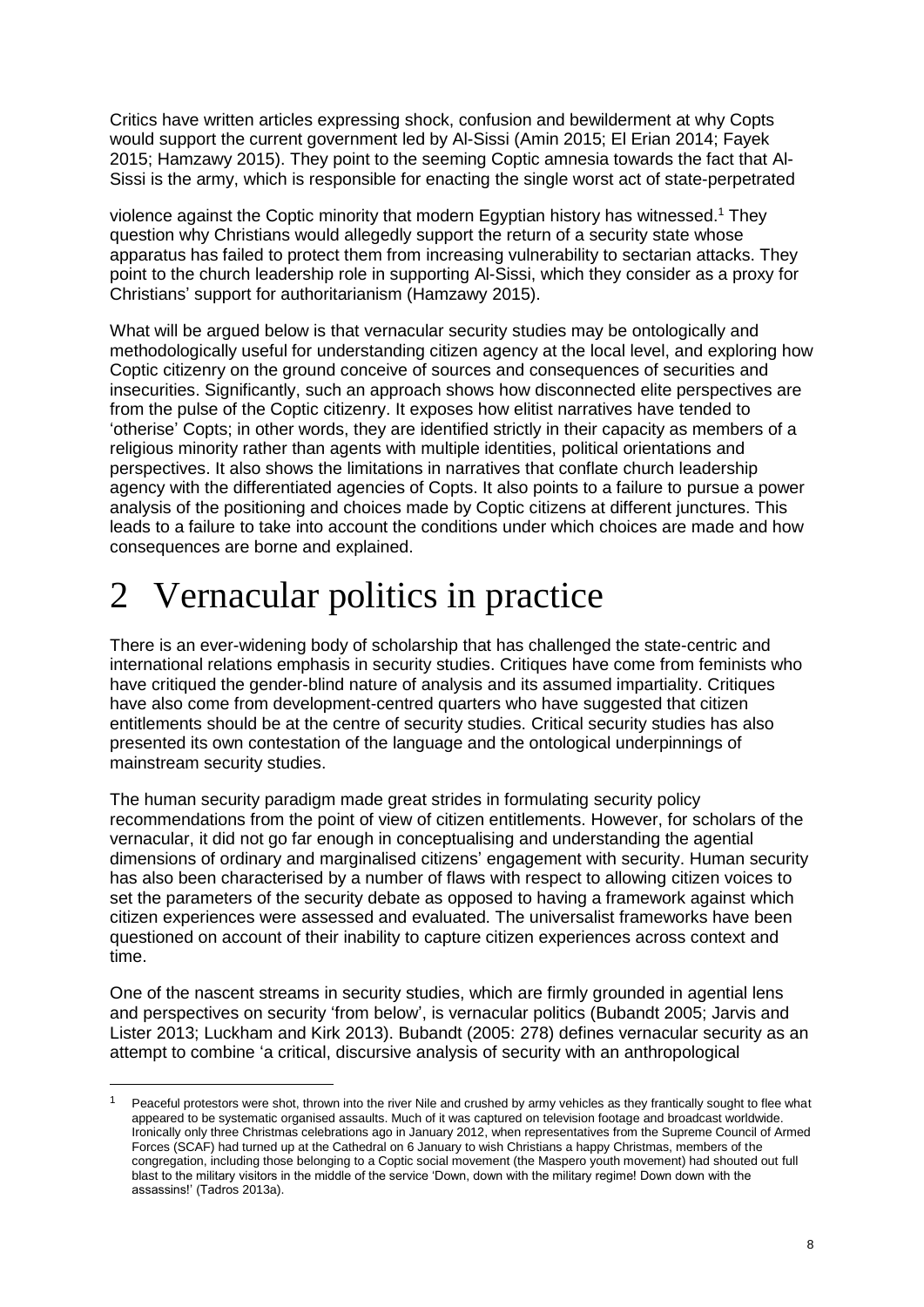Critics have written articles expressing shock, confusion and bewilderment at why Copts would support the current government led by Al-Sissi (Amin 2015; El Erian 2014; Fayek 2015; Hamzawy 2015). They point to the seeming Coptic amnesia towards the fact that Al-Sissi is the army, which is responsible for enacting the single worst act of state-perpetrated violence against the Coptic minority that modern Egyptian history has witnessed.[1] They question why Christians would allegedly support the return of a security state whose apparatus has failed to protect them from increasing vulnerability to sectarian attacks. They point to the church leadership role in supporting Al-Sissi, which they consider as a proxy for Christians' support for authoritarianism (Hamzawy 2015).

What will be argued below is that vernacular security studies may be ontologically and methodologically useful for understanding citizen agency at the local level, and exploring how Coptic citizenry on the ground conceive of sources and consequences of securities and insecurities. Significantly, such an approach shows how disconnected elite perspectives are from the pulse of the Coptic citizenry. It exposes how elitist narratives have tended to 'otherise' Copts; in other words, they are identified strictly in their capacity as members of a religious minority rather than agents with multiple identities, political orientations and perspectives. It also shows the limitations in narratives that conflate church leadership agency with the differentiated agencies of Copts. It also points to a failure to pursue a power analysis of the positioning and choices made by Coptic citizens at different junctures. This leads to a failure to take into account the conditions under which choices are made and how consequences are borne and explained.

# 2 Vernacular politics in practice

There is an ever-widening body of scholarship that has challenged the state-centric and international relations emphasis in security studies. Critiques have come from feminists who have critiqued the gender-blind nature of analysis and its assumed impartiality. Critiques have also come from development-centred quarters who have suggested that citizen entitlements should be at the centre of security studies. Critical security studies has also presented its own contestation of the language and the ontological underpinnings of mainstream security studies.

The human security paradigm made great strides in formulating security policy recommendations from the point of view of citizen entitlements. However, for scholars of the vernacular, it did not go far enough in conceptualising and understanding the agential dimensions of ordinary and marginalised citizens' engagement with security. Human security has also been characterised by a number of flaws with respect to allowing citizen voices to set the parameters of the security debate as opposed to having a framework against which citizen experiences were assessed and evaluated. The universalist frameworks have been questioned on account of their inability to capture citizen experiences across context and time.

One of the nascent streams in security studies, which are firmly grounded in agential lens and perspectives on security 'from below', is vernacular politics (Bubandt 2005; Jarvis and Lister 2013; Luckham and Kirk 2013). Bubandt (2005: 278) defines vernacular security as an attempt to combine 'a critical, discursive analysis of security with an anthropological

[1] Peaceful protestors were shot, thrown into the river Nile and crushed by army vehicles as they frantically sought to flee what appeared to be systematic organised assaults. Much of it was captured on television footage and broadcast worldwide. Ironically only three Christmas celebrations ago in January 2012, when representatives from the Supreme Council of Armed Forces (SCAF) had turned up at the Cathedral on 6 January to wish Christians a happy Christmas, members of the congregation, including those belonging to a Coptic social movement (the Maspero youth movement) had shouted out full blast to the military visitors in the middle of the service 'Down, down with the military regime! Down down with the assassins!' (Tadros 2013a).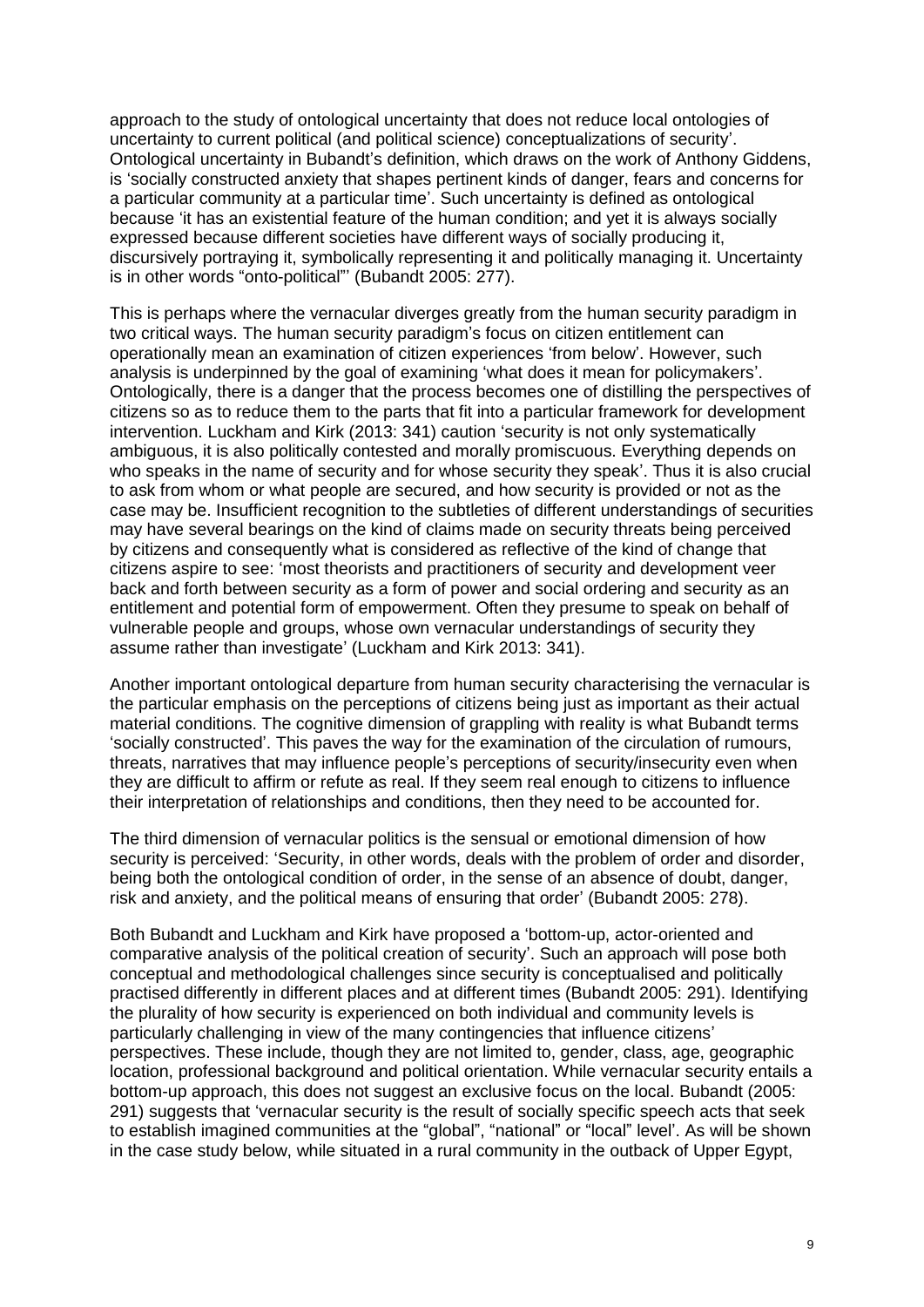approach to the study of ontological uncertainty that does not reduce local ontologies of uncertainty to current political (and political science) conceptualizations of security'. Ontological uncertainty in Bubandt's definition, which draws on the work of Anthony Giddens, is 'socially constructed anxiety that shapes pertinent kinds of danger, fears and concerns for a particular community at a particular time'. Such uncertainty is defined as ontological because 'it has an existential feature of the human condition; and yet it is always socially expressed because different societies have different ways of socially producing it, discursively portraying it, symbolically representing it and politically managing it. Uncertainty is in other words "onto-political"' (Bubandt 2005: 277).

This is perhaps where the vernacular diverges greatly from the human security paradigm in two critical ways. The human security paradigm's focus on citizen entitlement can operationally mean an examination of citizen experiences 'from below'. However, such analysis is underpinned by the goal of examining 'what does it mean for policymakers'. Ontologically, there is a danger that the process becomes one of distilling the perspectives of citizens so as to reduce them to the parts that fit into a particular framework for development intervention. Luckham and Kirk (2013: 341) caution 'security is not only systematically ambiguous, it is also politically contested and morally promiscuous. Everything depends on who speaks in the name of security and for whose security they speak'. Thus it is also crucial to ask from whom or what people are secured, and how security is provided or not as the case may be. Insufficient recognition to the subtleties of different understandings of securities may have several bearings on the kind of claims made on security threats being perceived by citizens and consequently what is considered as reflective of the kind of change that citizens aspire to see: 'most theorists and practitioners of security and development veer back and forth between security as a form of power and social ordering and security as an entitlement and potential form of empowerment. Often they presume to speak on behalf of vulnerable people and groups, whose own vernacular understandings of security they assume rather than investigate' (Luckham and Kirk 2013: 341).

Another important ontological departure from human security characterising the vernacular is the particular emphasis on the perceptions of citizens being just as important as their actual material conditions. The cognitive dimension of grappling with reality is what Bubandt terms 'socially constructed'. This paves the way for the examination of the circulation of rumours, threats, narratives that may influence people's perceptions of security/insecurity even when they are difficult to affirm or refute as real. If they seem real enough to citizens to influence their interpretation of relationships and conditions, then they need to be accounted for.

The third dimension of vernacular politics is the sensual or emotional dimension of how security is perceived: 'Security, in other words, deals with the problem of order and disorder, being both the ontological condition of order, in the sense of an absence of doubt, danger, risk and anxiety, and the political means of ensuring that order' (Bubandt 2005: 278).

Both Bubandt and Luckham and Kirk have proposed a 'bottom-up, actor-oriented and comparative analysis of the political creation of security'. Such an approach will pose both conceptual and methodological challenges since security is conceptualised and politically practised differently in different places and at different times (Bubandt 2005: 291). Identifying the plurality of how security is experienced on both individual and community levels is particularly challenging in view of the many contingencies that influence citizens' perspectives. These include, though they are not limited to, gender, class, age, geographic location, professional background and political orientation. While vernacular security entails a bottom-up approach, this does not suggest an exclusive focus on the local. Bubandt (2005: 291) suggests that 'vernacular security is the result of socially specific speech acts that seek to establish imagined communities at the "global", "national" or "local" level'. As will be shown in the case study below, while situated in a rural community in the outback of Upper Egypt,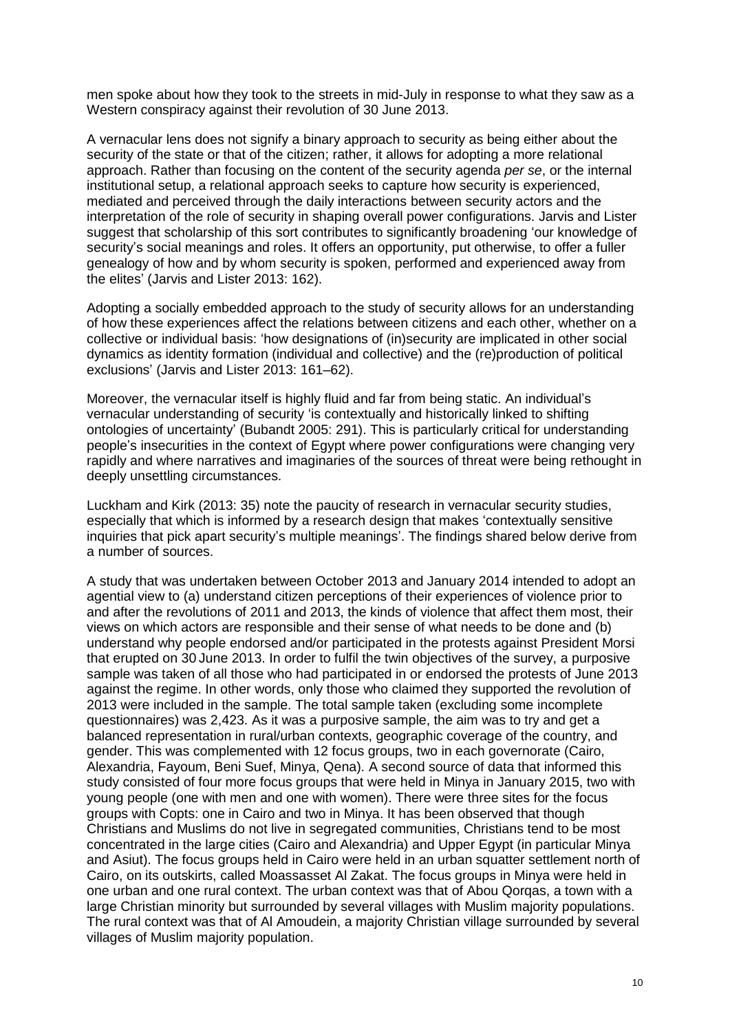men spoke about how they took to the streets in mid-July in response to what they saw as a Western conspiracy against their revolution of 30 June 2013.

A vernacular lens does not signify a binary approach to security as being either about the security of the state or that of the citizen; rather, it allows for adopting a more relational approach. Rather than focusing on the content of the security agenda *per se*, or the internal institutional setup, a relational approach seeks to capture how security is experienced, mediated and perceived through the daily interactions between security actors and the interpretation of the role of security in shaping overall power configurations. Jarvis and Lister suggest that scholarship of this sort contributes to significantly broadening 'our knowledge of security's social meanings and roles. It offers an opportunity, put otherwise, to offer a fuller genealogy of how and by whom security is spoken, performed and experienced away from the elites' (Jarvis and Lister 2013: 162).

Adopting a socially embedded approach to the study of security allows for an understanding of how these experiences affect the relations between citizens and each other, whether on a collective or individual basis: 'how designations of (in)security are implicated in other social dynamics as identity formation (individual and collective) and the (re)production of political exclusions' (Jarvis and Lister 2013: 161–62).

Moreover, the vernacular itself is highly fluid and far from being static. An individual's vernacular understanding of security 'is contextually and historically linked to shifting ontologies of uncertainty' (Bubandt 2005: 291). This is particularly critical for understanding people's insecurities in the context of Egypt where power configurations were changing very rapidly and where narratives and imaginaries of the sources of threat were being rethought in deeply unsettling circumstances.

Luckham and Kirk (2013: 35) note the paucity of research in vernacular security studies, especially that which is informed by a research design that makes 'contextually sensitive inquiries that pick apart security's multiple meanings'. The findings shared below derive from a number of sources.

A study that was undertaken between October 2013 and January 2014 intended to adopt an agential view to (a) understand citizen perceptions of their experiences of violence prior to and after the revolutions of 2011 and 2013, the kinds of violence that affect them most, their views on which actors are responsible and their sense of what needs to be done and (b) understand why people endorsed and/or participated in the protests against President Morsi that erupted on 30 June 2013. In order to fulfil the twin objectives of the survey, a purposive sample was taken of all those who had participated in or endorsed the protests of June 2013 against the regime. In other words, only those who claimed they supported the revolution of 2013 were included in the sample. The total sample taken (excluding some incomplete questionnaires) was 2,423. As it was a purposive sample, the aim was to try and get a balanced representation in rural/urban contexts, geographic coverage of the country, and gender. This was complemented with 12 focus groups, two in each governorate (Cairo, Alexandria, Fayoum, Beni Suef, Minya, Qena). A second source of data that informed this study consisted of four more focus groups that were held in Minya in January 2015, two with young people (one with men and one with women). There were three sites for the focus groups with Copts: one in Cairo and two in Minya. It has been observed that though Christians and Muslims do not live in segregated communities, Christians tend to be most concentrated in the large cities (Cairo and Alexandria) and Upper Egypt (in particular Minya and Asiut). The focus groups held in Cairo were held in an urban squatter settlement north of Cairo, on its outskirts, called Moassasset Al Zakat. The focus groups in Minya were held in one urban and one rural context. The urban context was that of Abou Qorqas, a town with a large Christian minority but surrounded by several villages with Muslim majority populations. The rural context was that of Al Amoudein, a majority Christian village surrounded by several villages of Muslim majority population.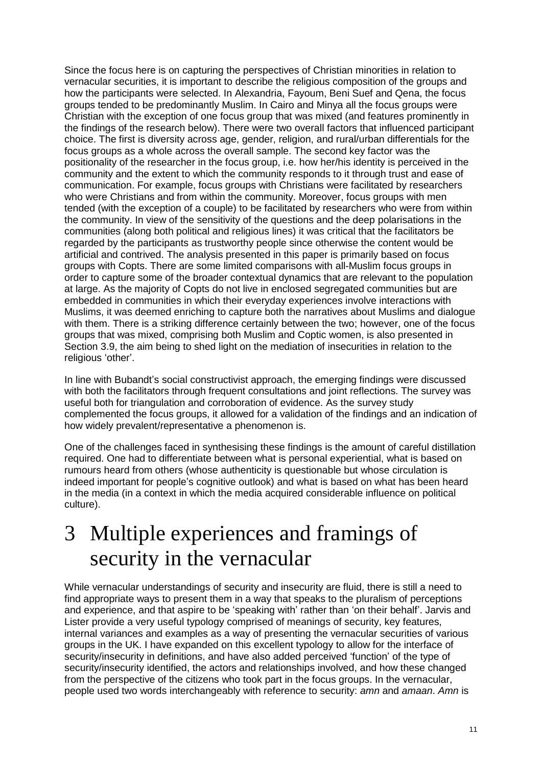Since the focus here is on capturing the perspectives of Christian minorities in relation to vernacular securities, it is important to describe the religious composition of the groups and how the participants were selected. In Alexandria, Fayoum, Beni Suef and Qena, the focus groups tended to be predominantly Muslim. In Cairo and Minya all the focus groups were Christian with the exception of one focus group that was mixed (and features prominently in the findings of the research below). There were two overall factors that influenced participant choice. The first is diversity across age, gender, religion, and rural/urban differentials for the focus groups as a whole across the overall sample. The second key factor was the positionality of the researcher in the focus group, i.e. how her/his identity is perceived in the community and the extent to which the community responds to it through trust and ease of communication. For example, focus groups with Christians were facilitated by researchers who were Christians and from within the community. Moreover, focus groups with men tended (with the exception of a couple) to be facilitated by researchers who were from within the community. In view of the sensitivity of the questions and the deep polarisations in the communities (along both political and religious lines) it was critical that the facilitators be regarded by the participants as trustworthy people since otherwise the content would be artificial and contrived. The analysis presented in this paper is primarily based on focus groups with Copts. There are some limited comparisons with all-Muslim focus groups in order to capture some of the broader contextual dynamics that are relevant to the population at large. As the majority of Copts do not live in enclosed segregated communities but are embedded in communities in which their everyday experiences involve interactions with Muslims, it was deemed enriching to capture both the narratives about Muslims and dialogue with them. There is a striking difference certainly between the two; however, one of the focus groups that was mixed, comprising both Muslim and Coptic women, is also presented in Section 3.9, the aim being to shed light on the mediation of insecurities in relation to the religious 'other'.

In line with Bubandt's social constructivist approach, the emerging findings were discussed with both the facilitators through frequent consultations and joint reflections. The survey was useful both for triangulation and corroboration of evidence. As the survey study complemented the focus groups, it allowed for a validation of the findings and an indication of how widely prevalent/representative a phenomenon is.

One of the challenges faced in synthesising these findings is the amount of careful distillation required. One had to differentiate between what is personal experiential, what is based on rumours heard from others (whose authenticity is questionable but whose circulation is indeed important for people's cognitive outlook) and what is based on what has been heard in the media (in a context in which the media acquired considerable influence on political culture).

# 3 Multiple experiences and framings of security in the vernacular

While vernacular understandings of security and insecurity are fluid, there is still a need to find appropriate ways to present them in a way that speaks to the pluralism of perceptions and experience, and that aspire to be 'speaking with' rather than 'on their behalf'. Jarvis and Lister provide a very useful typology comprised of meanings of security, key features, internal variances and examples as a way of presenting the vernacular securities of various groups in the UK. I have expanded on this excellent typology to allow for the interface of security/insecurity in definitions, and have also added perceived 'function' of the type of security/insecurity identified, the actors and relationships involved, and how these changed from the perspective of the citizens who took part in the focus groups. In the vernacular, people used two words interchangeably with reference to security: *amn* and *amaan*. *Amn* is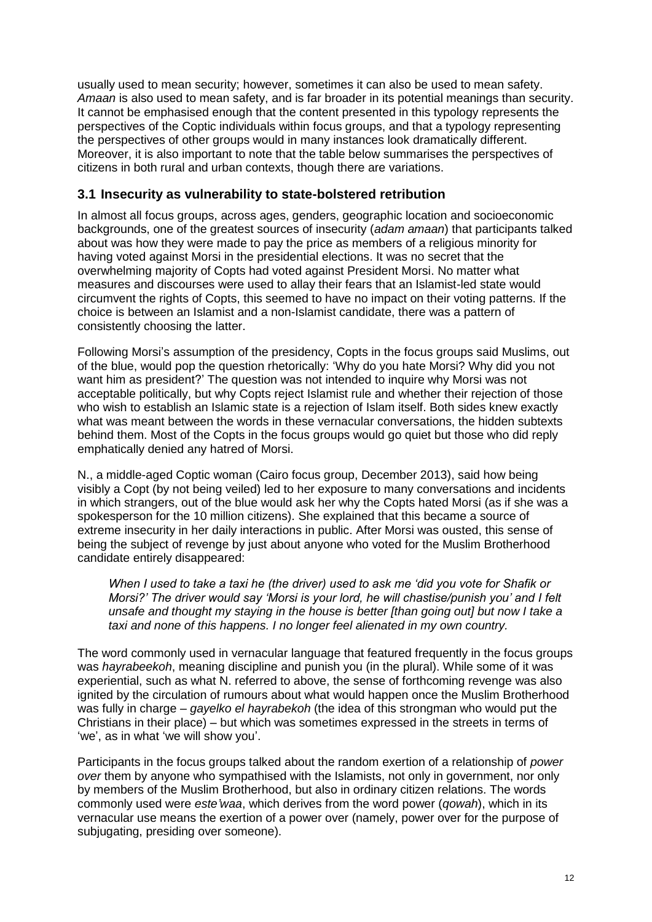usually used to mean security; however, sometimes it can also be used to mean safety. *Amaan* is also used to mean safety, and is far broader in its potential meanings than security. It cannot be emphasised enough that the content presented in this typology represents the perspectives of the Coptic individuals within focus groups, and that a typology representing the perspectives of other groups would in many instances look dramatically different. Moreover, it is also important to note that the table below summarises the perspectives of citizens in both rural and urban contexts, though there are variations.

### 3.1 Insecurity as vulnerability to state-bolstered retribution

In almost all focus groups, across ages, genders, geographic location and socioeconomic backgrounds, one of the greatest sources of insecurity (*adam amaan*) that participants talked about was how they were made to pay the price as members of a religious minority for having voted against Morsi in the presidential elections. It was no secret that the overwhelming majority of Copts had voted against President Morsi. No matter what measures and discourses were used to allay their fears that an Islamist-led state would circumvent the rights of Copts, this seemed to have no impact on their voting patterns. If the choice is between an Islamist and a non-Islamist candidate, there was a pattern of consistently choosing the latter.

Following Morsi's assumption of the presidency, Copts in the focus groups said Muslims, out of the blue, would pop the question rhetorically: 'Why do you hate Morsi? Why did you not want him as president?' The question was not intended to inquire why Morsi was not acceptable politically, but why Copts reject Islamist rule and whether their rejection of those who wish to establish an Islamic state is a rejection of Islam itself. Both sides knew exactly what was meant between the words in these vernacular conversations, the hidden subtexts behind them. Most of the Copts in the focus groups would go quiet but those who did reply emphatically denied any hatred of Morsi.

N., a middle-aged Coptic woman (Cairo focus group, December 2013), said how being visibly a Copt (by not being veiled) led to her exposure to many conversations and incidents in which strangers, out of the blue would ask her why the Copts hated Morsi (as if she was a spokesperson for the 10 million citizens). She explained that this became a source of extreme insecurity in her daily interactions in public. After Morsi was ousted, this sense of being the subject of revenge by just about anyone who voted for the Muslim Brotherhood candidate entirely disappeared:

> *When I used to take a taxi he (the driver) used to ask me 'did you vote for Shafik or Morsi?' The driver would say 'Morsi is your lord, he will chastise/punish you' and I felt unsafe and thought my staying in the house is better [than going out] but now I take a taxi and none of this happens. I no longer feel alienated in my own country.*

The word commonly used in vernacular language that featured frequently in the focus groups was *hayrabeekoh*, meaning discipline and punish you (in the plural). While some of it was experiential, such as what N. referred to above, the sense of forthcoming revenge was also ignited by the circulation of rumours about what would happen once the Muslim Brotherhood was fully in charge – *gayelko el hayrabekoh* (the idea of this strongman who would put the Christians in their place) – but which was sometimes expressed in the streets in terms of 'we', as in what 'we will show you'.

Participants in the focus groups talked about the random exertion of a relationship of *power over* them by anyone who sympathised with the Islamists, not only in government, nor only by members of the Muslim Brotherhood, but also in ordinary citizen relations. The words commonly used were *este'waa*, which derives from the word power (*qowah*), which in its vernacular use means the exertion of a power over (namely, power over for the purpose of subjugating, presiding over someone).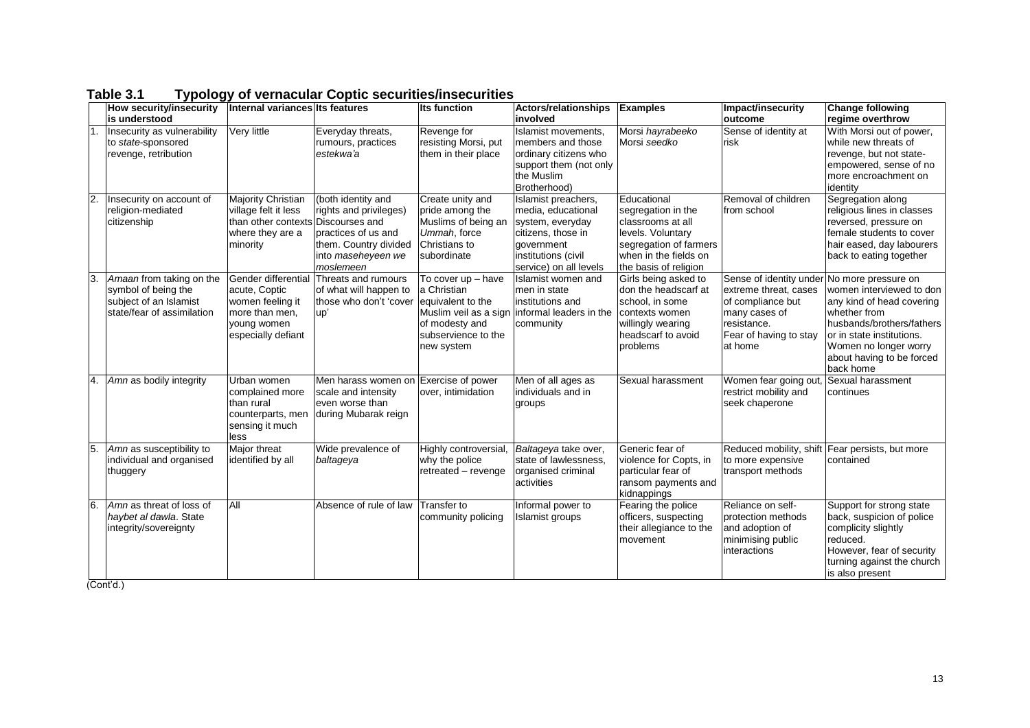**Table 3.1 Typology of vernacular Coptic securities/insecurities**

| | How security/insecurity is understood | Internal variances | Its features | Its function | Actors/relationships involved | Examples | Impact/insecurity outcome | Change following regime overthrow |
|---|---|---|---|---|---|---|---|---|
| 1. | Insecurity as vulnerability to *state*-sponsored revenge, retribution | Very little | Everyday threats, rumours, practices *estekwa'a* | Revenge for resisting Morsi, put them in their place | Islamist movements, members and those ordinary citizens who support them (not only the Muslim Brotherhood) | Morsi *hayrabeeko* Morsi *seedko* | Sense of identity at risk | With Morsi out of power, while new threats of revenge, but not state-empowered, sense of no more encroachment on identity |
| 2. | Insecurity on account of religion-mediated citizenship | Majority Christian village felt it less than other contexts where they are a minority | (both identity and rights and privileges) Discourses and practices of us and them. Country divided into *maseheyeen we moslemeen* | Create unity and pride among the Muslims of being an *Ummah*, force Christians to subordinate | Islamist preachers, media, educational system, everyday citizens, those in government institutions (civil service) on all levels | Educational segregation in the classrooms at all levels. Voluntary segregation of farmers when in the fields on the basis of religion | Removal of children from school | Segregation along religious lines in classes reversed, pressure on female students to cover hair eased, day labourers back to eating together |
| 3. | *Amaan* from taking on the symbol of being the subject of an Islamist state/fear of assimilation | Gender differential acute, Coptic women feeling it more than men, young women especially defiant | Threats and rumours of what will happen to those who don't 'cover up' | To cover up – have a Christian equivalent to the Muslim veil as a sign of modesty and subservience to the new system | Islamist women and men in state institutions and informal leaders in the community | Girls being asked to don the headscarf at school, in some contexts women willingly wearing headscarf to avoid problems | Sense of identity under extreme threat, cases of compliance but many cases of resistance. Fear of having to stay at home | No more pressure on women interviewed to don any kind of head covering whether from husbands/brothers/fathers or in state institutions. Women no longer worry about having to be forced back home |
| 4. | *Amn* as bodily integrity | Urban women complained more than rural counterparts, men sensing it much less | Men harass women on scale and intensity even worse than during Mubarak reign | Exercise of power over, intimidation | Men of all ages as individuals and in groups | Sexual harassment | Women fear going out, restrict mobility and seek chaperone | Sexual harassment continues |
| 5. | *Amn* as susceptibility to individual and organised thuggery | Major threat identified by all | Wide prevalence of *baltageya* | Highly controversial, why the police retreated – revenge | *Baltageya* take over, state of lawlessness, organised criminal activities | Generic fear of violence for Copts, in particular fear of ransom payments and kidnappings | Reduced mobility, shift to more expensive transport methods | Fear persists, but more contained |
| 6. | *Amn* as threat of loss of *haybet al dawla*. State integrity/sovereignty | All | Absence of rule of law | Transfer to community policing | Informal power to Islamist groups | Fearing the police officers, suspecting their allegiance to the movement | Reliance on self-protection methods and adoption of minimising public interactions | Support for strong state back, suspicion of police complicity slightly reduced. However, fear of security turning against the church is also present |

(Cont'd.)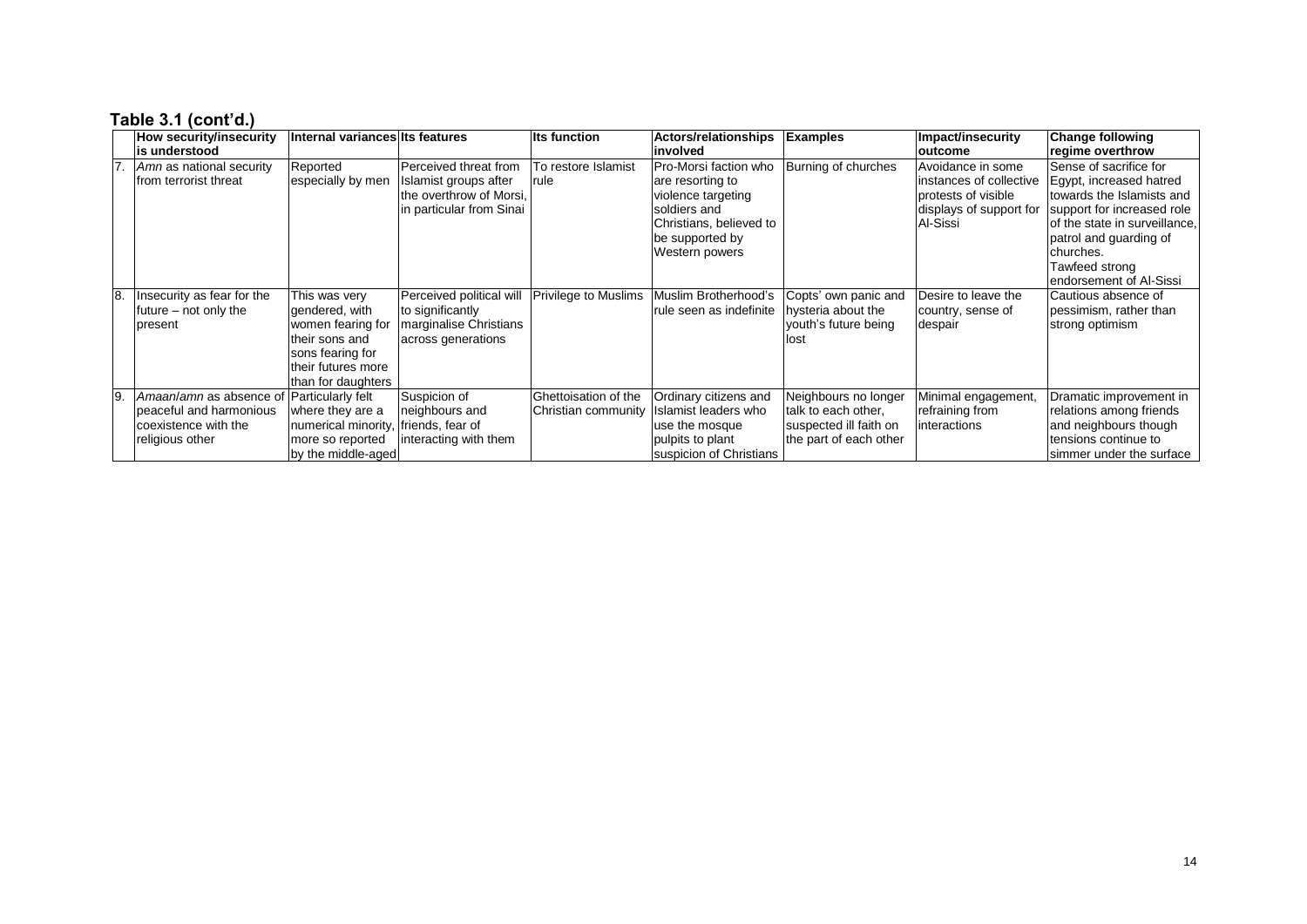## Table 3.1 (cont'd.)

| | How security/insecurity is understood | Internal variances | Its features | Its function | Actors/relationships involved | Examples | Impact/insecurity outcome | Change following regime overthrow |
|---|---|---|---|---|---|---|---|---|
| 7. | *Amn* as national security from terrorist threat | Reported especially by men | Perceived threat from Islamist groups after the overthrow of Morsi, in particular from Sinai | To restore Islamist rule | Pro-Morsi faction who are resorting to violence targeting soldiers and Christians, believed to be supported by Western powers | Burning of churches | Avoidance in some instances of collective protests of visible displays of support for Al-Sissi | Sense of sacrifice for Egypt, increased hatred towards the Islamists and support for increased role of the state in surveillance, patrol and guarding of churches. Tawfeed strong endorsement of Al-Sissi |
| 8. | Insecurity as fear for the future – not only the present | This was very gendered, with women fearing for their sons and sons fearing for their futures more than for daughters | Perceived political will to significantly marginalise Christians across generations | Privilege to Muslims | Muslim Brotherhood's rule seen as indefinite | Copts' own panic and hysteria about the youth's future being lost | Desire to leave the country, sense of despair | Cautious absence of pessimism, rather than strong optimism |
| 9. | *Amaan*/*amn* as absence of peaceful and harmonious coexistence with the religious other | Particularly felt where they are a numerical minority, more so reported by the middle-aged | Suspicion of neighbours and friends, fear of interacting with them | Ghettoisation of the Christian community | Ordinary citizens and Islamist leaders who use the mosque pulpits to plant suspicion of Christians | Neighbours no longer talk to each other, suspected ill faith on the part of each other | Minimal engagement, refraining from interactions | Dramatic improvement in relations among friends and neighbours though tensions continue to simmer under the surface |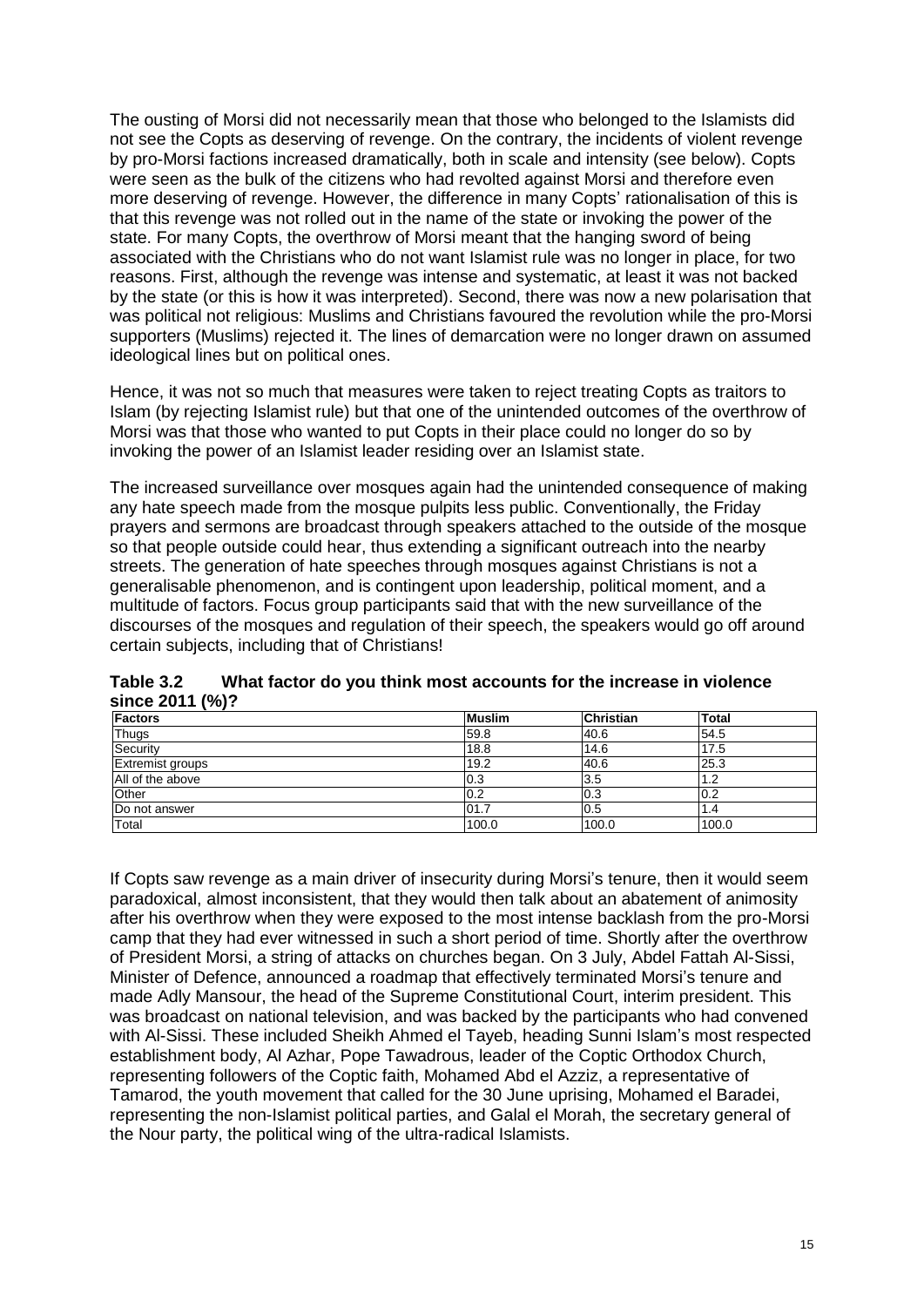The ousting of Morsi did not necessarily mean that those who belonged to the Islamists did not see the Copts as deserving of revenge. On the contrary, the incidents of violent revenge by pro-Morsi factions increased dramatically, both in scale and intensity (see below). Copts were seen as the bulk of the citizens who had revolted against Morsi and therefore even more deserving of revenge. However, the difference in many Copts' rationalisation of this is that this revenge was not rolled out in the name of the state or invoking the power of the state. For many Copts, the overthrow of Morsi meant that the hanging sword of being associated with the Christians who do not want Islamist rule was no longer in place, for two reasons. First, although the revenge was intense and systematic, at least it was not backed by the state (or this is how it was interpreted). Second, there was now a new polarisation that was political not religious: Muslims and Christians favoured the revolution while the pro-Morsi supporters (Muslims) rejected it. The lines of demarcation were no longer drawn on assumed ideological lines but on political ones.

Hence, it was not so much that measures were taken to reject treating Copts as traitors to Islam (by rejecting Islamist rule) but that one of the unintended outcomes of the overthrow of Morsi was that those who wanted to put Copts in their place could no longer do so by invoking the power of an Islamist leader residing over an Islamist state.

The increased surveillance over mosques again had the unintended consequence of making any hate speech made from the mosque pulpits less public. Conventionally, the Friday prayers and sermons are broadcast through speakers attached to the outside of the mosque so that people outside could hear, thus extending a significant outreach into the nearby streets. The generation of hate speeches through mosques against Christians is not a generalisable phenomenon, and is contingent upon leadership, political moment, and a multitude of factors. Focus group participants said that with the new surveillance of the discourses of the mosques and regulation of their speech, the speakers would go off around certain subjects, including that of Christians!

**Table 3.2 What factor do you think most accounts for the increase in violence since 2011 (%)?**

| Factors | Muslim | Christian | Total |
|---|---|---|---|
| Thugs | 59.8 | 40.6 | 54.5 |
| Security | 18.8 | 14.6 | 17.5 |
| Extremist groups | 19.2 | 40.6 | 25.3 |
| All of the above | 0.3 | 3.5 | 1.2 |
| Other | 0.2 | 0.3 | 0.2 |
| Do not answer | 01.7 | 0.5 | 1.4 |
| Total | 100.0 | 100.0 | 100.0 |

If Copts saw revenge as a main driver of insecurity during Morsi's tenure, then it would seem paradoxical, almost inconsistent, that they would then talk about an abatement of animosity after his overthrow when they were exposed to the most intense backlash from the pro-Morsi camp that they had ever witnessed in such a short period of time. Shortly after the overthrow of President Morsi, a string of attacks on churches began. On 3 July, Abdel Fattah Al-Sissi, Minister of Defence, announced a roadmap that effectively terminated Morsi's tenure and made Adly Mansour, the head of the Supreme Constitutional Court, interim president. This was broadcast on national television, and was backed by the participants who had convened with Al-Sissi. These included Sheikh Ahmed el Tayeb, heading Sunni Islam's most respected establishment body, Al Azhar, Pope Tawadrous, leader of the Coptic Orthodox Church, representing followers of the Coptic faith, Mohamed Abd el Azziz, a representative of Tamarod, the youth movement that called for the 30 June uprising, Mohamed el Baradei, representing the non-Islamist political parties, and Galal el Morah, the secretary general of the Nour party, the political wing of the ultra-radical Islamists.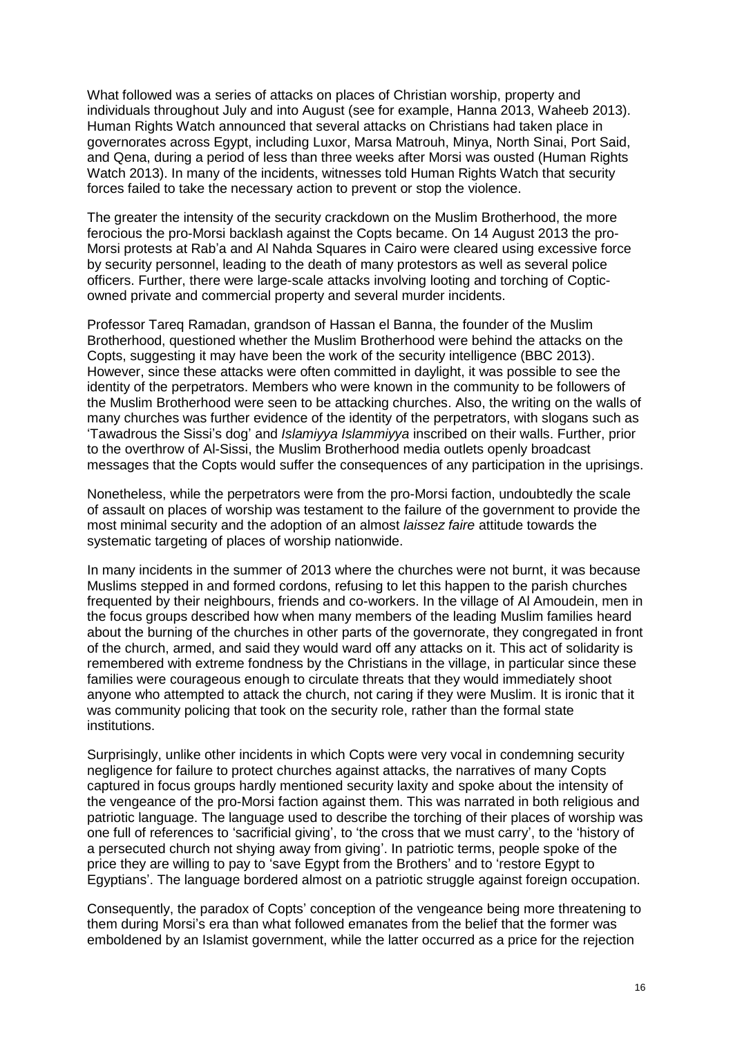What followed was a series of attacks on places of Christian worship, property and individuals throughout July and into August (see for example, Hanna 2013, Waheeb 2013). Human Rights Watch announced that several attacks on Christians had taken place in governorates across Egypt, including Luxor, Marsa Matrouh, Minya, North Sinai, Port Said, and Qena, during a period of less than three weeks after Morsi was ousted (Human Rights Watch 2013). In many of the incidents, witnesses told Human Rights Watch that security forces failed to take the necessary action to prevent or stop the violence.

The greater the intensity of the security crackdown on the Muslim Brotherhood, the more ferocious the pro-Morsi backlash against the Copts became. On 14 August 2013 the pro-Morsi protests at Rab'a and Al Nahda Squares in Cairo were cleared using excessive force by security personnel, leading to the death of many protestors as well as several police officers. Further, there were large-scale attacks involving looting and torching of Coptic-owned private and commercial property and several murder incidents.

Professor Tareq Ramadan, grandson of Hassan el Banna, the founder of the Muslim Brotherhood, questioned whether the Muslim Brotherhood were behind the attacks on the Copts, suggesting it may have been the work of the security intelligence (BBC 2013). However, since these attacks were often committed in daylight, it was possible to see the identity of the perpetrators. Members who were known in the community to be followers of the Muslim Brotherhood were seen to be attacking churches. Also, the writing on the walls of many churches was further evidence of the identity of the perpetrators, with slogans such as 'Tawadrous the Sissi's dog' and *Islamiyya Islammiyya* inscribed on their walls. Further, prior to the overthrow of Al-Sissi, the Muslim Brotherhood media outlets openly broadcast messages that the Copts would suffer the consequences of any participation in the uprisings.

Nonetheless, while the perpetrators were from the pro-Morsi faction, undoubtedly the scale of assault on places of worship was testament to the failure of the government to provide the most minimal security and the adoption of an almost *laissez faire* attitude towards the systematic targeting of places of worship nationwide.

In many incidents in the summer of 2013 where the churches were not burnt, it was because Muslims stepped in and formed cordons, refusing to let this happen to the parish churches frequented by their neighbours, friends and co-workers. In the village of Al Amoudein, men in the focus groups described how when many members of the leading Muslim families heard about the burning of the churches in other parts of the governorate, they congregated in front of the church, armed, and said they would ward off any attacks on it. This act of solidarity is remembered with extreme fondness by the Christians in the village, in particular since these families were courageous enough to circulate threats that they would immediately shoot anyone who attempted to attack the church, not caring if they were Muslim. It is ironic that it was community policing that took on the security role, rather than the formal state institutions.

Surprisingly, unlike other incidents in which Copts were very vocal in condemning security negligence for failure to protect churches against attacks, the narratives of many Copts captured in focus groups hardly mentioned security laxity and spoke about the intensity of the vengeance of the pro-Morsi faction against them. This was narrated in both religious and patriotic language. The language used to describe the torching of their places of worship was one full of references to 'sacrificial giving', to 'the cross that we must carry', to the 'history of a persecuted church not shying away from giving'. In patriotic terms, people spoke of the price they are willing to pay to 'save Egypt from the Brothers' and to 'restore Egypt to Egyptians'. The language bordered almost on a patriotic struggle against foreign occupation.

Consequently, the paradox of Copts' conception of the vengeance being more threatening to them during Morsi's era than what followed emanates from the belief that the former was emboldened by an Islamist government, while the latter occurred as a price for the rejection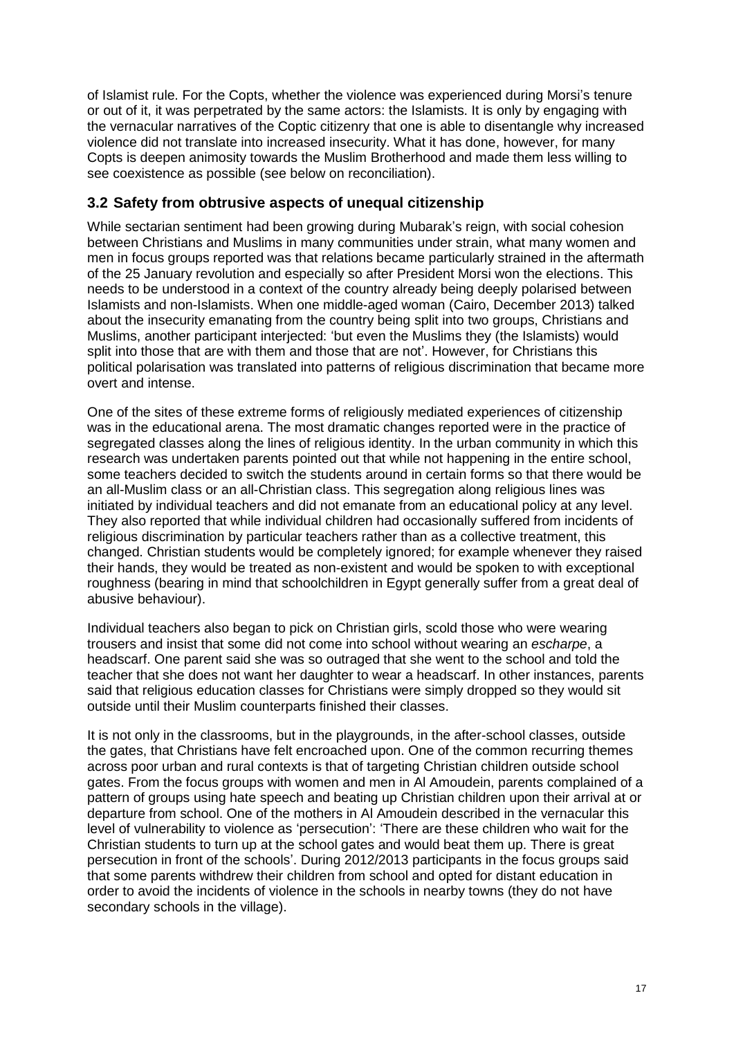of Islamist rule. For the Copts, whether the violence was experienced during Morsi's tenure or out of it, it was perpetrated by the same actors: the Islamists. It is only by engaging with the vernacular narratives of the Coptic citizenry that one is able to disentangle why increased violence did not translate into increased insecurity. What it has done, however, for many Copts is deepen animosity towards the Muslim Brotherhood and made them less willing to see coexistence as possible (see below on reconciliation).

### 3.2 Safety from obtrusive aspects of unequal citizenship

While sectarian sentiment had been growing during Mubarak's reign, with social cohesion between Christians and Muslims in many communities under strain, what many women and men in focus groups reported was that relations became particularly strained in the aftermath of the 25 January revolution and especially so after President Morsi won the elections. This needs to be understood in a context of the country already being deeply polarised between Islamists and non-Islamists. When one middle-aged woman (Cairo, December 2013) talked about the insecurity emanating from the country being split into two groups, Christians and Muslims, another participant interjected: 'but even the Muslims they (the Islamists) would split into those that are with them and those that are not'. However, for Christians this political polarisation was translated into patterns of religious discrimination that became more overt and intense.

One of the sites of these extreme forms of religiously mediated experiences of citizenship was in the educational arena. The most dramatic changes reported were in the practice of segregated classes along the lines of religious identity. In the urban community in which this research was undertaken parents pointed out that while not happening in the entire school, some teachers decided to switch the students around in certain forms so that there would be an all-Muslim class or an all-Christian class. This segregation along religious lines was initiated by individual teachers and did not emanate from an educational policy at any level. They also reported that while individual children had occasionally suffered from incidents of religious discrimination by particular teachers rather than as a collective treatment, this changed. Christian students would be completely ignored; for example whenever they raised their hands, they would be treated as non-existent and would be spoken to with exceptional roughness (bearing in mind that schoolchildren in Egypt generally suffer from a great deal of abusive behaviour).

Individual teachers also began to pick on Christian girls, scold those who were wearing trousers and insist that some did not come into school without wearing an *escharpe*, a headscarf. One parent said she was so outraged that she went to the school and told the teacher that she does not want her daughter to wear a headscarf. In other instances, parents said that religious education classes for Christians were simply dropped so they would sit outside until their Muslim counterparts finished their classes.

It is not only in the classrooms, but in the playgrounds, in the after-school classes, outside the gates, that Christians have felt encroached upon. One of the common recurring themes across poor urban and rural contexts is that of targeting Christian children outside school gates. From the focus groups with women and men in Al Amoudein, parents complained of a pattern of groups using hate speech and beating up Christian children upon their arrival at or departure from school. One of the mothers in Al Amoudein described in the vernacular this level of vulnerability to violence as 'persecution': 'There are these children who wait for the Christian students to turn up at the school gates and would beat them up. There is great persecution in front of the schools'. During 2012/2013 participants in the focus groups said that some parents withdrew their children from school and opted for distant education in order to avoid the incidents of violence in the schools in nearby towns (they do not have secondary schools in the village).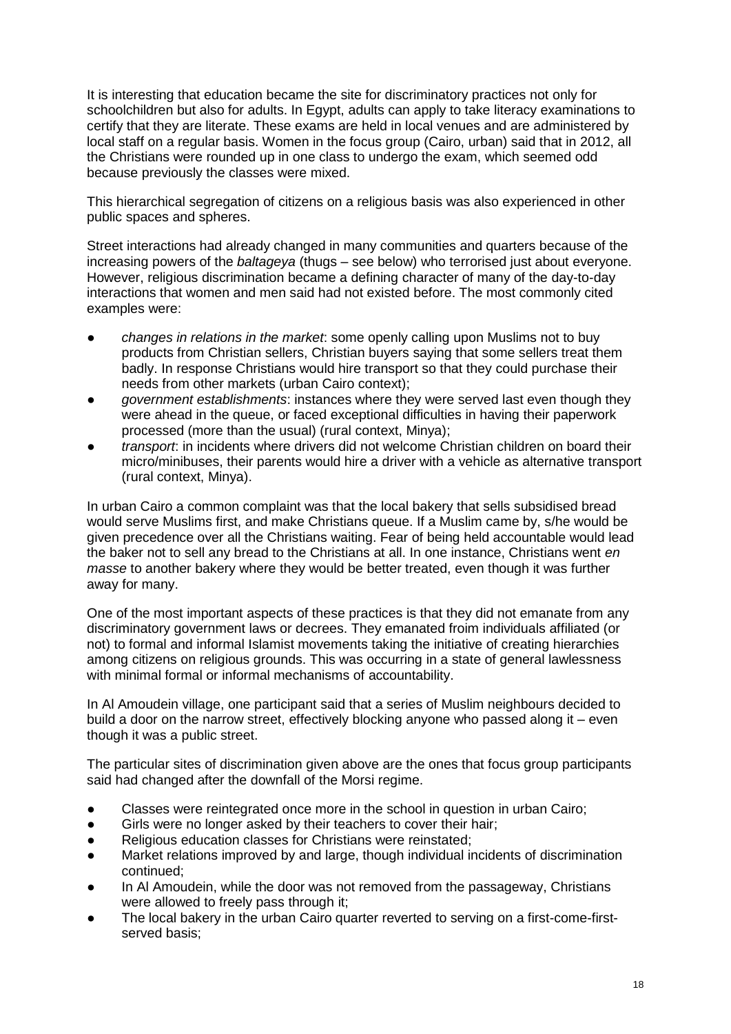It is interesting that education became the site for discriminatory practices not only for schoolchildren but also for adults. In Egypt, adults can apply to take literacy examinations to certify that they are literate. These exams are held in local venues and are administered by local staff on a regular basis. Women in the focus group (Cairo, urban) said that in 2012, all the Christians were rounded up in one class to undergo the exam, which seemed odd because previously the classes were mixed.

This hierarchical segregation of citizens on a religious basis was also experienced in other public spaces and spheres.

Street interactions had already changed in many communities and quarters because of the increasing powers of the *baltageya* (thugs – see below) who terrorised just about everyone. However, religious discrimination became a defining character of many of the day-to-day interactions that women and men said had not existed before. The most commonly cited examples were:

- *changes in relations in the market*: some openly calling upon Muslims not to buy products from Christian sellers, Christian buyers saying that some sellers treat them badly. In response Christians would hire transport so that they could purchase their needs from other markets (urban Cairo context);
- *government establishments*: instances where they were served last even though they were ahead in the queue, or faced exceptional difficulties in having their paperwork processed (more than the usual) (rural context, Minya);
- *transport*: in incidents where drivers did not welcome Christian children on board their micro/minibuses, their parents would hire a driver with a vehicle as alternative transport (rural context, Minya).

In urban Cairo a common complaint was that the local bakery that sells subsidised bread would serve Muslims first, and make Christians queue. If a Muslim came by, s/he would be given precedence over all the Christians waiting. Fear of being held accountable would lead the baker not to sell any bread to the Christians at all. In one instance, Christians went *en masse* to another bakery where they would be better treated, even though it was further away for many.

One of the most important aspects of these practices is that they did not emanate from any discriminatory government laws or decrees. They emanated froim individuals affiliated (or not) to formal and informal Islamist movements taking the initiative of creating hierarchies among citizens on religious grounds. This was occurring in a state of general lawlessness with minimal formal or informal mechanisms of accountability.

In Al Amoudein village, one participant said that a series of Muslim neighbours decided to build a door on the narrow street, effectively blocking anyone who passed along it – even though it was a public street.

The particular sites of discrimination given above are the ones that focus group participants said had changed after the downfall of the Morsi regime.

- Classes were reintegrated once more in the school in question in urban Cairo;
- Girls were no longer asked by their teachers to cover their hair;
- Religious education classes for Christians were reinstated;
- Market relations improved by and large, though individual incidents of discrimination continued;
- In Al Amoudein, while the door was not removed from the passageway, Christians were allowed to freely pass through it;
- The local bakery in the urban Cairo quarter reverted to serving on a first-come-first-served basis;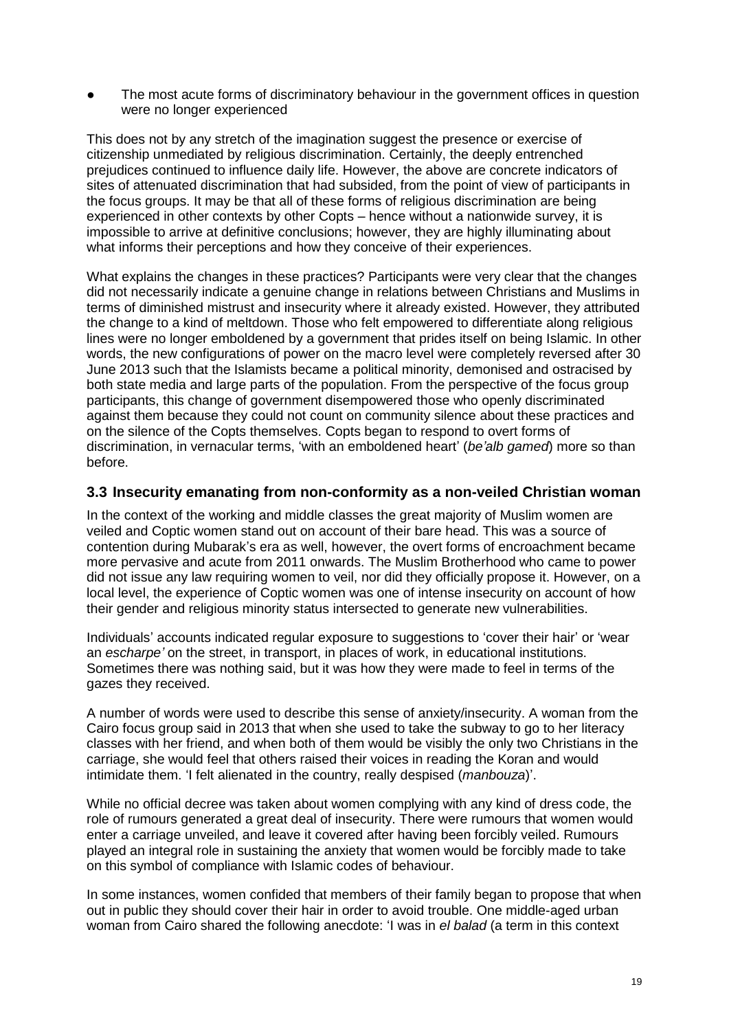- The most acute forms of discriminatory behaviour in the government offices in question were no longer experienced

This does not by any stretch of the imagination suggest the presence or exercise of citizenship unmediated by religious discrimination. Certainly, the deeply entrenched prejudices continued to influence daily life. However, the above are concrete indicators of sites of attenuated discrimination that had subsided, from the point of view of participants in the focus groups. It may be that all of these forms of religious discrimination are being experienced in other contexts by other Copts – hence without a nationwide survey, it is impossible to arrive at definitive conclusions; however, they are highly illuminating about what informs their perceptions and how they conceive of their experiences.

What explains the changes in these practices? Participants were very clear that the changes did not necessarily indicate a genuine change in relations between Christians and Muslims in terms of diminished mistrust and insecurity where it already existed. However, they attributed the change to a kind of meltdown. Those who felt empowered to differentiate along religious lines were no longer emboldened by a government that prides itself on being Islamic. In other words, the new configurations of power on the macro level were completely reversed after 30 June 2013 such that the Islamists became a political minority, demonised and ostracised by both state media and large parts of the population. From the perspective of the focus group participants, this change of government disempowered those who openly discriminated against them because they could not count on community silence about these practices and on the silence of the Copts themselves. Copts began to respond to overt forms of discrimination, in vernacular terms, 'with an emboldened heart' (*be'alb gamed*) more so than before.

### 3.3 Insecurity emanating from non-conformity as a non-veiled Christian woman

In the context of the working and middle classes the great majority of Muslim women are veiled and Coptic women stand out on account of their bare head. This was a source of contention during Mubarak's era as well, however, the overt forms of encroachment became more pervasive and acute from 2011 onwards. The Muslim Brotherhood who came to power did not issue any law requiring women to veil, nor did they officially propose it. However, on a local level, the experience of Coptic women was one of intense insecurity on account of how their gender and religious minority status intersected to generate new vulnerabilities.

Individuals' accounts indicated regular exposure to suggestions to 'cover their hair' or 'wear an *escharpe'* on the street, in transport, in places of work, in educational institutions. Sometimes there was nothing said, but it was how they were made to feel in terms of the gazes they received.

A number of words were used to describe this sense of anxiety/insecurity. A woman from the Cairo focus group said in 2013 that when she used to take the subway to go to her literacy classes with her friend, and when both of them would be visibly the only two Christians in the carriage, she would feel that others raised their voices in reading the Koran and would intimidate them. 'I felt alienated in the country, really despised (*manbouza*)'.

While no official decree was taken about women complying with any kind of dress code, the role of rumours generated a great deal of insecurity. There were rumours that women would enter a carriage unveiled, and leave it covered after having been forcibly veiled. Rumours played an integral role in sustaining the anxiety that women would be forcibly made to take on this symbol of compliance with Islamic codes of behaviour.

In some instances, women confided that members of their family began to propose that when out in public they should cover their hair in order to avoid trouble. One middle-aged urban woman from Cairo shared the following anecdote: 'I was in *el balad* (a term in this context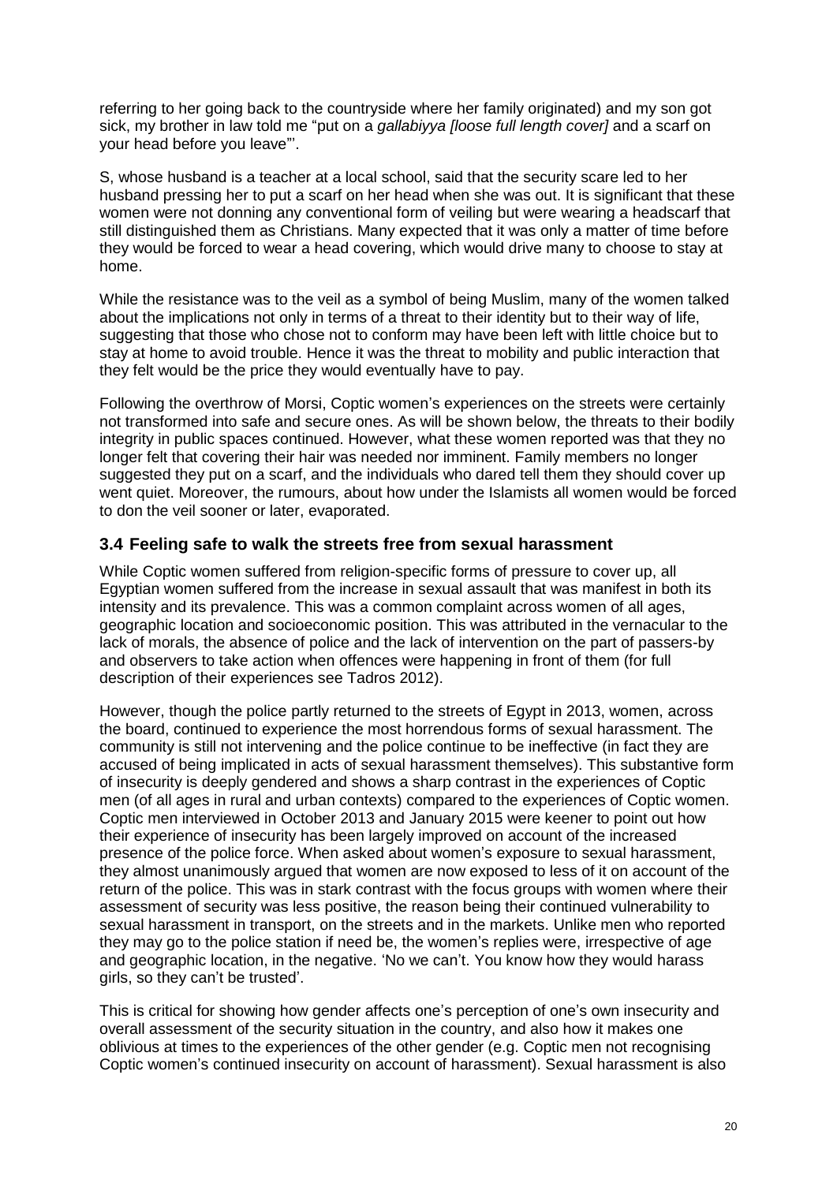referring to her going back to the countryside where her family originated) and my son got sick, my brother in law told me "put on a *gallabiyya [loose full length cover]* and a scarf on your head before you leave"'.

S, whose husband is a teacher at a local school, said that the security scare led to her husband pressing her to put a scarf on her head when she was out. It is significant that these women were not donning any conventional form of veiling but were wearing a headscarf that still distinguished them as Christians. Many expected that it was only a matter of time before they would be forced to wear a head covering, which would drive many to choose to stay at home.

While the resistance was to the veil as a symbol of being Muslim, many of the women talked about the implications not only in terms of a threat to their identity but to their way of life, suggesting that those who chose not to conform may have been left with little choice but to stay at home to avoid trouble. Hence it was the threat to mobility and public interaction that they felt would be the price they would eventually have to pay.

Following the overthrow of Morsi, Coptic women's experiences on the streets were certainly not transformed into safe and secure ones. As will be shown below, the threats to their bodily integrity in public spaces continued. However, what these women reported was that they no longer felt that covering their hair was needed nor imminent. Family members no longer suggested they put on a scarf, and the individuals who dared tell them they should cover up went quiet. Moreover, the rumours, about how under the Islamists all women would be forced to don the veil sooner or later, evaporated.

### 3.4 Feeling safe to walk the streets free from sexual harassment

While Coptic women suffered from religion-specific forms of pressure to cover up, all Egyptian women suffered from the increase in sexual assault that was manifest in both its intensity and its prevalence. This was a common complaint across women of all ages, geographic location and socioeconomic position. This was attributed in the vernacular to the lack of morals, the absence of police and the lack of intervention on the part of passers-by and observers to take action when offences were happening in front of them (for full description of their experiences see Tadros 2012).

However, though the police partly returned to the streets of Egypt in 2013, women, across the board, continued to experience the most horrendous forms of sexual harassment. The community is still not intervening and the police continue to be ineffective (in fact they are accused of being implicated in acts of sexual harassment themselves). This substantive form of insecurity is deeply gendered and shows a sharp contrast in the experiences of Coptic men (of all ages in rural and urban contexts) compared to the experiences of Coptic women. Coptic men interviewed in October 2013 and January 2015 were keener to point out how their experience of insecurity has been largely improved on account of the increased presence of the police force. When asked about women's exposure to sexual harassment, they almost unanimously argued that women are now exposed to less of it on account of the return of the police. This was in stark contrast with the focus groups with women where their assessment of security was less positive, the reason being their continued vulnerability to sexual harassment in transport, on the streets and in the markets. Unlike men who reported they may go to the police station if need be, the women's replies were, irrespective of age and geographic location, in the negative. 'No we can't. You know how they would harass girls, so they can't be trusted'.

This is critical for showing how gender affects one's perception of one's own insecurity and overall assessment of the security situation in the country, and also how it makes one oblivious at times to the experiences of the other gender (e.g. Coptic men not recognising Coptic women's continued insecurity on account of harassment). Sexual harassment is also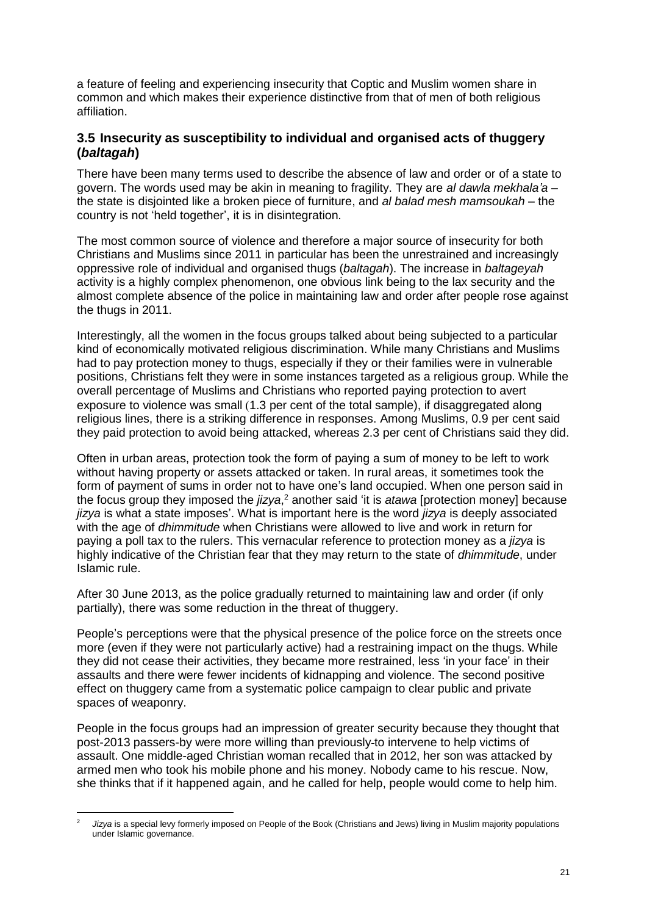a feature of feeling and experiencing insecurity that Coptic and Muslim women share in common and which makes their experience distinctive from that of men of both religious affiliation.

### 3.5 Insecurity as susceptibility to individual and organised acts of thuggery (*baltagah*)

There have been many terms used to describe the absence of law and order or of a state to govern. The words used may be akin in meaning to fragility. They are *al dawla mekhala'a* – the state is disjointed like a broken piece of furniture, and *al balad mesh mamsoukah* – the country is not 'held together', it is in disintegration.

The most common source of violence and therefore a major source of insecurity for both Christians and Muslims since 2011 in particular has been the unrestrained and increasingly oppressive role of individual and organised thugs (*baltagah*). The increase in *baltageyah* activity is a highly complex phenomenon, one obvious link being to the lax security and the almost complete absence of the police in maintaining law and order after people rose against the thugs in 2011.

Interestingly, all the women in the focus groups talked about being subjected to a particular kind of economically motivated religious discrimination. While many Christians and Muslims had to pay protection money to thugs, especially if they or their families were in vulnerable positions, Christians felt they were in some instances targeted as a religious group. While the overall percentage of Muslims and Christians who reported paying protection to avert exposure to violence was small (1.3 per cent of the total sample), if disaggregated along religious lines, there is a striking difference in responses. Among Muslims, 0.9 per cent said they paid protection to avoid being attacked, whereas 2.3 per cent of Christians said they did.

Often in urban areas, protection took the form of paying a sum of money to be left to work without having property or assets attacked or taken. In rural areas, it sometimes took the form of payment of sums in order not to have one's land occupied. When one person said in the focus group they imposed the *jizya*,[2] another said 'it is *atawa* [protection money] because *jizya* is what a state imposes'. What is important here is the word *jizya* is deeply associated with the age of *dhimmitude* when Christians were allowed to live and work in return for paying a poll tax to the rulers. This vernacular reference to protection money as a *jizya* is highly indicative of the Christian fear that they may return to the state of *dhimmitude*, under Islamic rule.

After 30 June 2013, as the police gradually returned to maintaining law and order (if only partially), there was some reduction in the threat of thuggery.

People's perceptions were that the physical presence of the police force on the streets once more (even if they were not particularly active) had a restraining impact on the thugs. While they did not cease their activities, they became more restrained, less 'in your face' in their assaults and there were fewer incidents of kidnapping and violence. The second positive effect on thuggery came from a systematic police campaign to clear public and private spaces of weaponry.

People in the focus groups had an impression of greater security because they thought that post-2013 passers-by were more willing than previously to intervene to help victims of assault. One middle-aged Christian woman recalled that in 2012, her son was attacked by armed men who took his mobile phone and his money. Nobody came to his rescue. Now, she thinks that if it happened again, and he called for help, people would come to help him.

---

[2] *Jizya* is a special levy formerly imposed on People of the Book (Christians and Jews) living in Muslim majority populations under Islamic governance.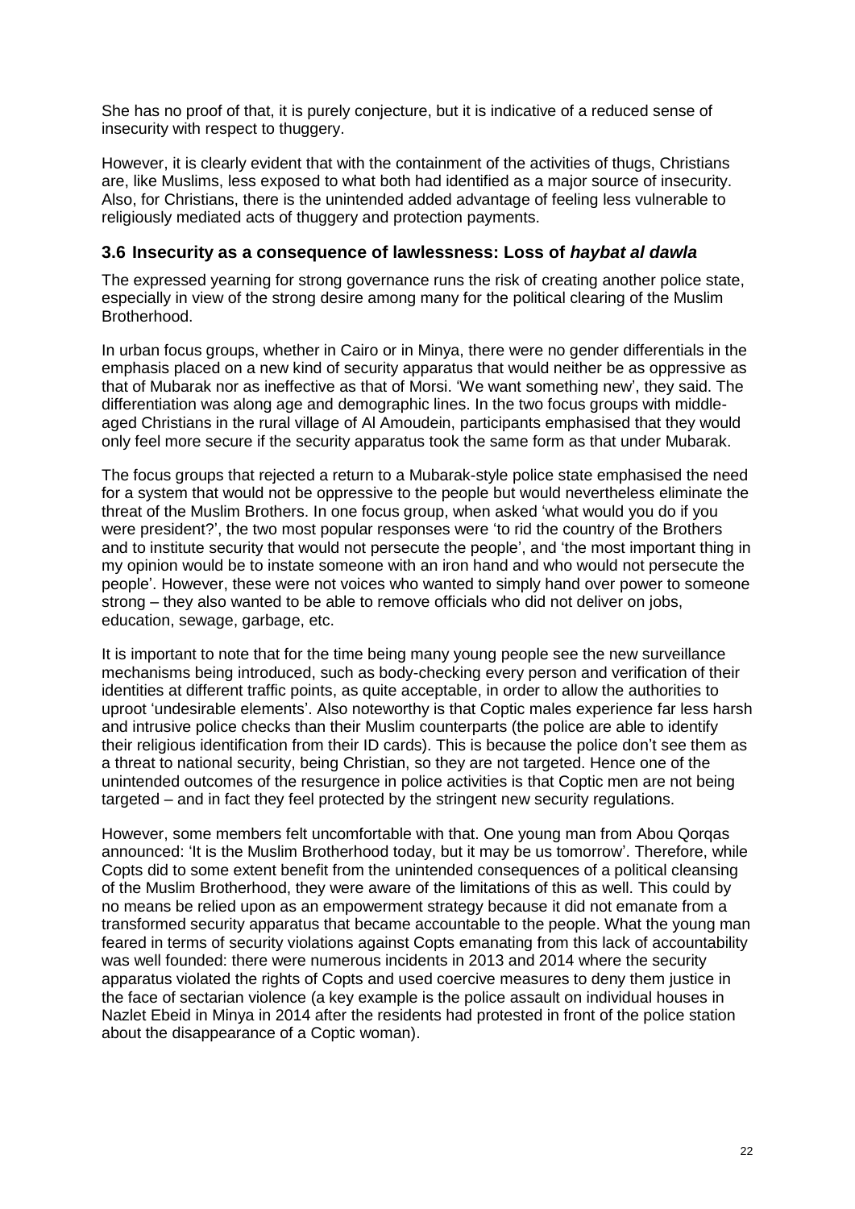She has no proof of that, it is purely conjecture, but it is indicative of a reduced sense of insecurity with respect to thuggery.

However, it is clearly evident that with the containment of the activities of thugs, Christians are, like Muslims, less exposed to what both had identified as a major source of insecurity. Also, for Christians, there is the unintended added advantage of feeling less vulnerable to religiously mediated acts of thuggery and protection payments.

### 3.6 Insecurity as a consequence of lawlessness: Loss of *haybat al dawla*

The expressed yearning for strong governance runs the risk of creating another police state, especially in view of the strong desire among many for the political clearing of the Muslim Brotherhood.

In urban focus groups, whether in Cairo or in Minya, there were no gender differentials in the emphasis placed on a new kind of security apparatus that would neither be as oppressive as that of Mubarak nor as ineffective as that of Morsi. 'We want something new', they said. The differentiation was along age and demographic lines. In the two focus groups with middle-aged Christians in the rural village of Al Amoudein, participants emphasised that they would only feel more secure if the security apparatus took the same form as that under Mubarak.

The focus groups that rejected a return to a Mubarak-style police state emphasised the need for a system that would not be oppressive to the people but would nevertheless eliminate the threat of the Muslim Brothers. In one focus group, when asked 'what would you do if you were president?', the two most popular responses were 'to rid the country of the Brothers and to institute security that would not persecute the people', and 'the most important thing in my opinion would be to instate someone with an iron hand and who would not persecute the people'. However, these were not voices who wanted to simply hand over power to someone strong – they also wanted to be able to remove officials who did not deliver on jobs, education, sewage, garbage, etc.

It is important to note that for the time being many young people see the new surveillance mechanisms being introduced, such as body-checking every person and verification of their identities at different traffic points, as quite acceptable, in order to allow the authorities to uproot 'undesirable elements'. Also noteworthy is that Coptic males experience far less harsh and intrusive police checks than their Muslim counterparts (the police are able to identify their religious identification from their ID cards). This is because the police don't see them as a threat to national security, being Christian, so they are not targeted. Hence one of the unintended outcomes of the resurgence in police activities is that Coptic men are not being targeted – and in fact they feel protected by the stringent new security regulations.

However, some members felt uncomfortable with that. One young man from Abou Qorqas announced: 'It is the Muslim Brotherhood today, but it may be us tomorrow'. Therefore, while Copts did to some extent benefit from the unintended consequences of a political cleansing of the Muslim Brotherhood, they were aware of the limitations of this as well. This could by no means be relied upon as an empowerment strategy because it did not emanate from a transformed security apparatus that became accountable to the people. What the young man feared in terms of security violations against Copts emanating from this lack of accountability was well founded: there were numerous incidents in 2013 and 2014 where the security apparatus violated the rights of Copts and used coercive measures to deny them justice in the face of sectarian violence (a key example is the police assault on individual houses in Nazlet Ebeid in Minya in 2014 after the residents had protested in front of the police station about the disappearance of a Coptic woman).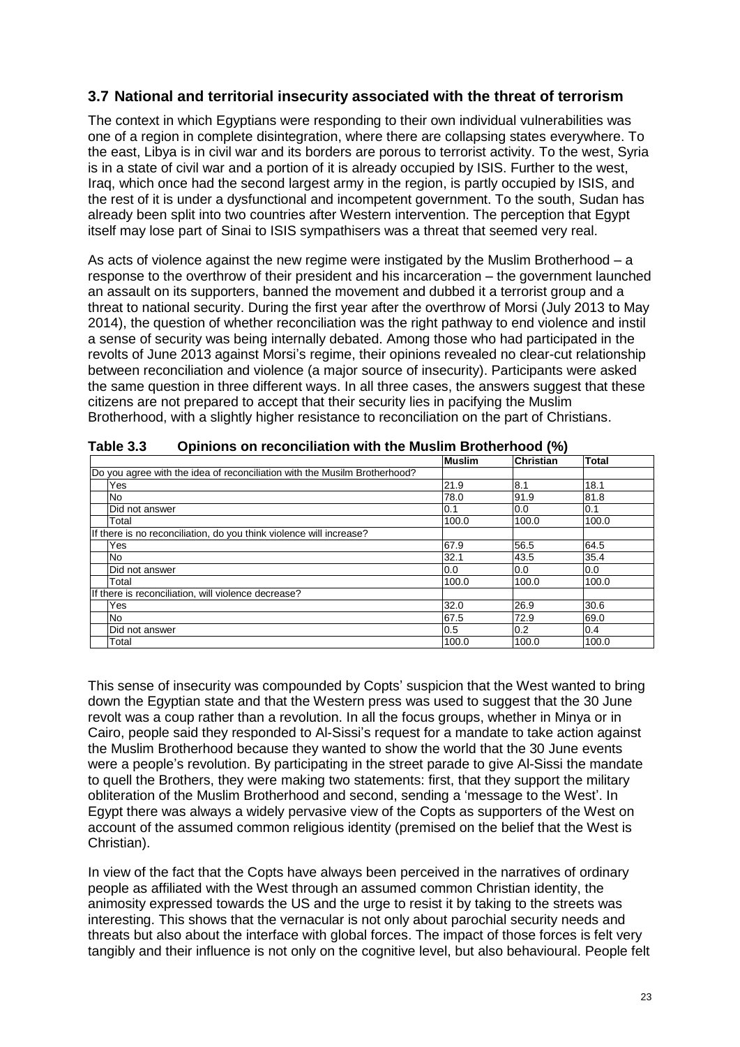### 3.7 National and territorial insecurity associated with the threat of terrorism

The context in which Egyptians were responding to their own individual vulnerabilities was one of a region in complete disintegration, where there are collapsing states everywhere. To the east, Libya is in civil war and its borders are porous to terrorist activity. To the west, Syria is in a state of civil war and a portion of it is already occupied by ISIS. Further to the west, Iraq, which once had the second largest army in the region, is partly occupied by ISIS, and the rest of it is under a dysfunctional and incompetent government. To the south, Sudan has already been split into two countries after Western intervention. The perception that Egypt itself may lose part of Sinai to ISIS sympathisers was a threat that seemed very real.

As acts of violence against the new regime were instigated by the Muslim Brotherhood – a response to the overthrow of their president and his incarceration – the government launched an assault on its supporters, banned the movement and dubbed it a terrorist group and a threat to national security. During the first year after the overthrow of Morsi (July 2013 to May 2014), the question of whether reconciliation was the right pathway to end violence and instil a sense of security was being internally debated. Among those who had participated in the revolts of June 2013 against Morsi's regime, their opinions revealed no clear-cut relationship between reconciliation and violence (a major source of insecurity). Participants were asked the same question in three different ways. In all three cases, the answers suggest that these citizens are not prepared to accept that their security lies in pacifying the Muslim Brotherhood, with a slightly higher resistance to reconciliation on the part of Christians.

**Table 3.3 Opinions on reconciliation with the Muslim Brotherhood (%)**

| | Muslim | Christian | Total |
|---|---|---|---|
| Do you agree with the idea of reconciliation with the Musilm Brotherhood? | | | |
| Yes | 21.9 | 8.1 | 18.1 |
| No | 78.0 | 91.9 | 81.8 |
| Did not answer | 0.1 | 0.0 | 0.1 |
| Total | 100.0 | 100.0 | 100.0 |
| If there is no reconciliation, do you think violence will increase? | | | |
| Yes | 67.9 | 56.5 | 64.5 |
| No | 32.1 | 43.5 | 35.4 |
| Did not answer | 0.0 | 0.0 | 0.0 |
| Total | 100.0 | 100.0 | 100.0 |
| If there is reconciliation, will violence decrease? | | | |
| Yes | 32.0 | 26.9 | 30.6 |
| No | 67.5 | 72.9 | 69.0 |
| Did not answer | 0.5 | 0.2 | 0.4 |
| Total | 100.0 | 100.0 | 100.0 |

This sense of insecurity was compounded by Copts' suspicion that the West wanted to bring down the Egyptian state and that the Western press was used to suggest that the 30 June revolt was a coup rather than a revolution. In all the focus groups, whether in Minya or in Cairo, people said they responded to Al-Sissi's request for a mandate to take action against the Muslim Brotherhood because they wanted to show the world that the 30 June events were a people's revolution. By participating in the street parade to give Al-Sissi the mandate to quell the Brothers, they were making two statements: first, that they support the military obliteration of the Muslim Brotherhood and second, sending a 'message to the West'. In Egypt there was always a widely pervasive view of the Copts as supporters of the West on account of the assumed common religious identity (premised on the belief that the West is Christian).

In view of the fact that the Copts have always been perceived in the narratives of ordinary people as affiliated with the West through an assumed common Christian identity, the animosity expressed towards the US and the urge to resist it by taking to the streets was interesting. This shows that the vernacular is not only about parochial security needs and threats but also about the interface with global forces. The impact of those forces is felt very tangibly and their influence is not only on the cognitive level, but also behavioural. People felt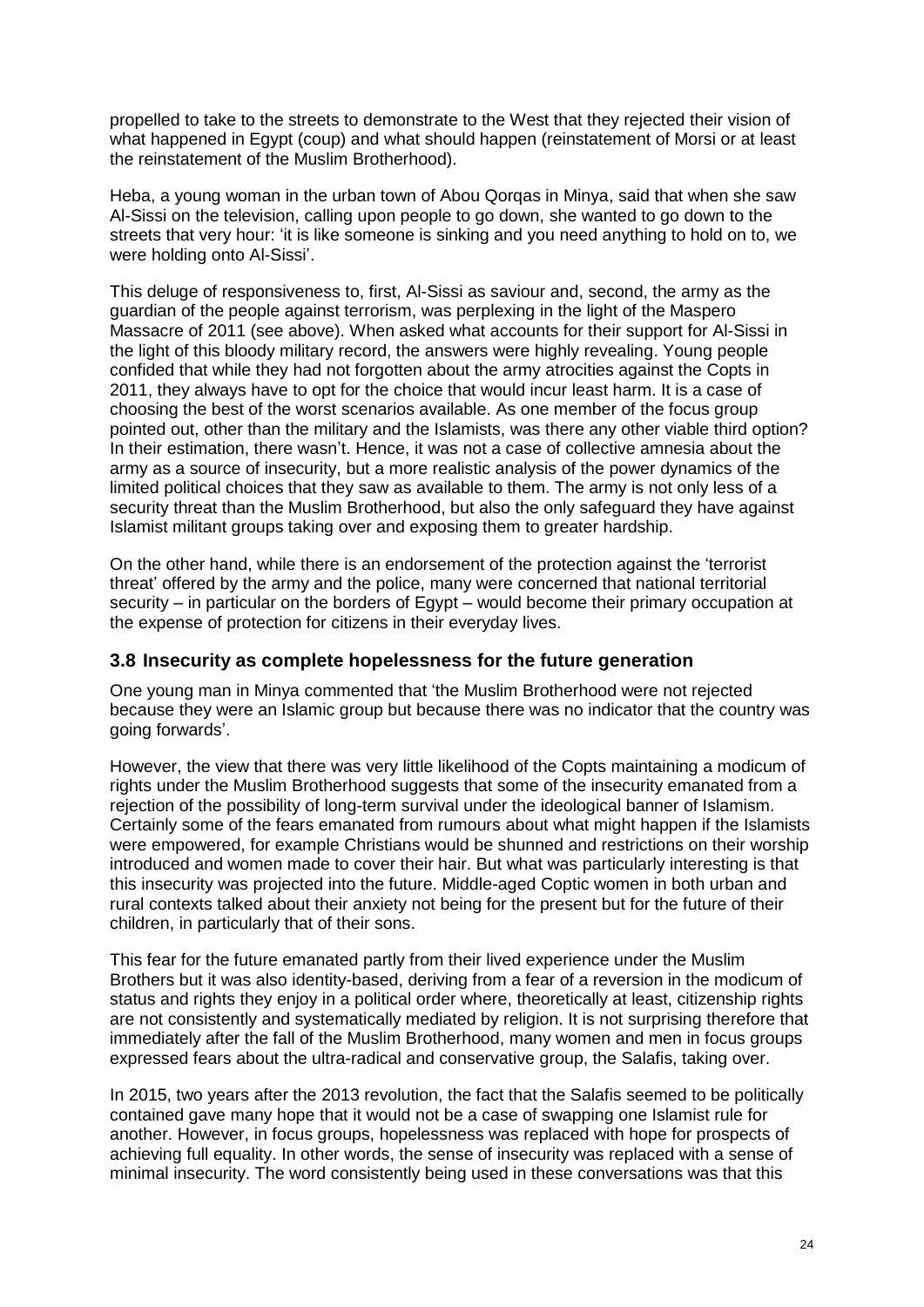propelled to take to the streets to demonstrate to the West that they rejected their vision of what happened in Egypt (coup) and what should happen (reinstatement of Morsi or at least the reinstatement of the Muslim Brotherhood).

Heba, a young woman in the urban town of Abou Qorqas in Minya, said that when she saw Al-Sissi on the television, calling upon people to go down, she wanted to go down to the streets that very hour: 'it is like someone is sinking and you need anything to hold on to, we were holding onto Al-Sissi'.

This deluge of responsiveness to, first, Al-Sissi as saviour and, second, the army as the guardian of the people against terrorism, was perplexing in the light of the Maspero Massacre of 2011 (see above). When asked what accounts for their support for Al-Sissi in the light of this bloody military record, the answers were highly revealing. Young people confided that while they had not forgotten about the army atrocities against the Copts in 2011, they always have to opt for the choice that would incur least harm. It is a case of choosing the best of the worst scenarios available. As one member of the focus group pointed out, other than the military and the Islamists, was there any other viable third option? In their estimation, there wasn't. Hence, it was not a case of collective amnesia about the army as a source of insecurity, but a more realistic analysis of the power dynamics of the limited political choices that they saw as available to them. The army is not only less of a security threat than the Muslim Brotherhood, but also the only safeguard they have against Islamist militant groups taking over and exposing them to greater hardship.

On the other hand, while there is an endorsement of the protection against the 'terrorist threat' offered by the army and the police, many were concerned that national territorial security – in particular on the borders of Egypt – would become their primary occupation at the expense of protection for citizens in their everyday lives.

### 3.8 Insecurity as complete hopelessness for the future generation

One young man in Minya commented that 'the Muslim Brotherhood were not rejected because they were an Islamic group but because there was no indicator that the country was going forwards'.

However, the view that there was very little likelihood of the Copts maintaining a modicum of rights under the Muslim Brotherhood suggests that some of the insecurity emanated from a rejection of the possibility of long-term survival under the ideological banner of Islamism. Certainly some of the fears emanated from rumours about what might happen if the Islamists were empowered, for example Christians would be shunned and restrictions on their worship introduced and women made to cover their hair. But what was particularly interesting is that this insecurity was projected into the future. Middle-aged Coptic women in both urban and rural contexts talked about their anxiety not being for the present but for the future of their children, in particularly that of their sons.

This fear for the future emanated partly from their lived experience under the Muslim Brothers but it was also identity-based, deriving from a fear of a reversion in the modicum of status and rights they enjoy in a political order where, theoretically at least, citizenship rights are not consistently and systematically mediated by religion. It is not surprising therefore that immediately after the fall of the Muslim Brotherhood, many women and men in focus groups expressed fears about the ultra-radical and conservative group, the Salafis, taking over.

In 2015, two years after the 2013 revolution, the fact that the Salafis seemed to be politically contained gave many hope that it would not be a case of swapping one Islamist rule for another. However, in focus groups, hopelessness was replaced with hope for prospects of achieving full equality. In other words, the sense of insecurity was replaced with a sense of minimal insecurity. The word consistently being used in these conversations was that this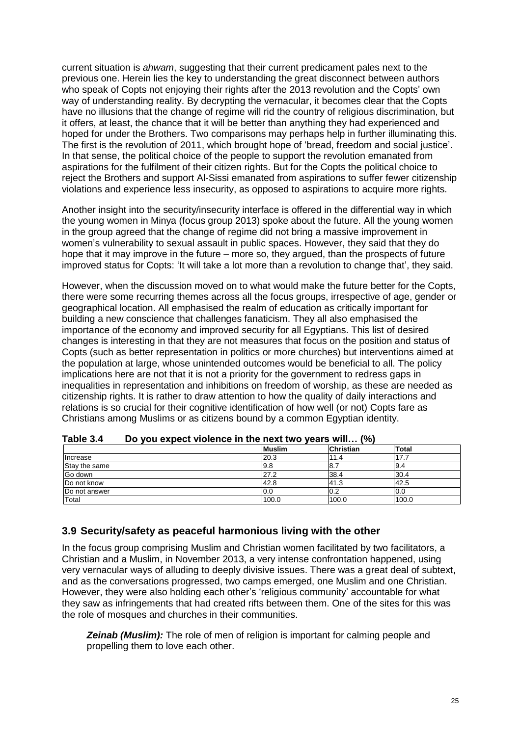current situation is *ahwam*, suggesting that their current predicament pales next to the previous one. Herein lies the key to understanding the great disconnect between authors who speak of Copts not enjoying their rights after the 2013 revolution and the Copts' own way of understanding reality. By decrypting the vernacular, it becomes clear that the Copts have no illusions that the change of regime will rid the country of religious discrimination, but it offers, at least, the chance that it will be better than anything they had experienced and hoped for under the Brothers. Two comparisons may perhaps help in further illuminating this. The first is the revolution of 2011, which brought hope of 'bread, freedom and social justice'. In that sense, the political choice of the people to support the revolution emanated from aspirations for the fulfilment of their citizen rights. But for the Copts the political choice to reject the Brothers and support Al-Sissi emanated from aspirations to suffer fewer citizenship violations and experience less insecurity, as opposed to aspirations to acquire more rights.

Another insight into the security/insecurity interface is offered in the differential way in which the young women in Minya (focus group 2013) spoke about the future. All the young women in the group agreed that the change of regime did not bring a massive improvement in women's vulnerability to sexual assault in public spaces. However, they said that they do hope that it may improve in the future – more so, they argued, than the prospects of future improved status for Copts: 'It will take a lot more than a revolution to change that', they said.

However, when the discussion moved on to what would make the future better for the Copts, there were some recurring themes across all the focus groups, irrespective of age, gender or geographical location. All emphasised the realm of education as critically important for building a new conscience that challenges fanaticism. They all also emphasised the importance of the economy and improved security for all Egyptians. This list of desired changes is interesting in that they are not measures that focus on the position and status of Copts (such as better representation in politics or more churches) but interventions aimed at the population at large, whose unintended outcomes would be beneficial to all. The policy implications here are not that it is not a priority for the government to redress gaps in inequalities in representation and inhibitions on freedom of worship, as these are needed as citizenship rights. It is rather to draw attention to how the quality of daily interactions and relations is so crucial for their cognitive identification of how well (or not) Copts fare as Christians among Muslims or as citizens bound by a common Egyptian identity.

**Table 3.4 Do you expect violence in the next two years will… (%)**

| | Muslim | Christian | Total |
|---|---|---|---|
| Increase | 20.3 | 11.4 | 17.7 |
| Stay the same | 9.8 | 8.7 | 9.4 |
| Go down | 27.2 | 38.4 | 30.4 |
| Do not know | 42.8 | 41.3 | 42.5 |
| Do not answer | 0.0 | 0.2 | 0.0 |
| Total | 100.0 | 100.0 | 100.0 |

## 3.9 Security/safety as peaceful harmonious living with the other

In the focus group comprising Muslim and Christian women facilitated by two facilitators, a Christian and a Muslim, in November 2013, a very intense confrontation happened, using very vernacular ways of alluding to deeply divisive issues. There was a great deal of subtext, and as the conversations progressed, two camps emerged, one Muslim and one Christian. However, they were also holding each other's 'religious community' accountable for what they saw as infringements that had created rifts between them. One of the sites for this was the role of mosques and churches in their communities.

> ***Zeinab (Muslim):*** The role of men of religion is important for calming people and propelling them to love each other.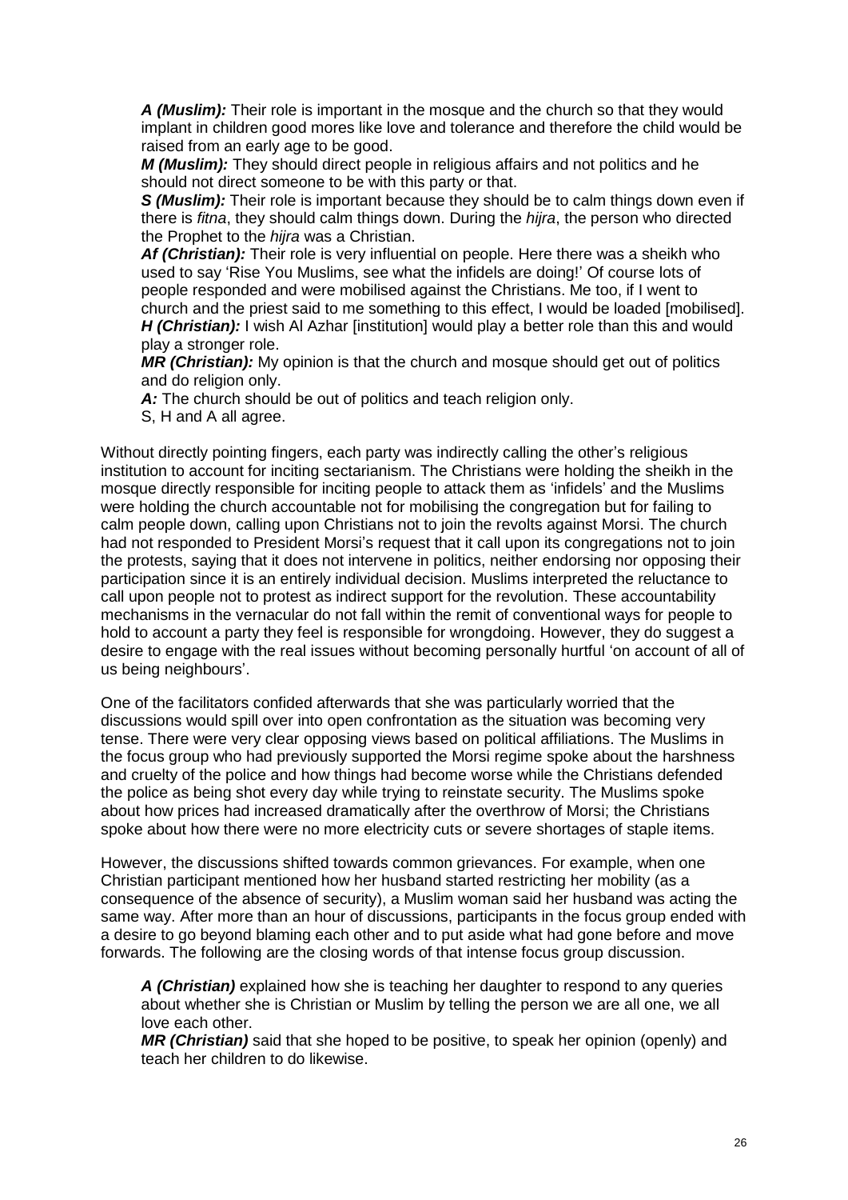***A (Muslim):*** Their role is important in the mosque and the church so that they would implant in children good mores like love and tolerance and therefore the child would be raised from an early age to be good.

***M (Muslim):*** They should direct people in religious affairs and not politics and he should not direct someone to be with this party or that.

***S (Muslim):*** Their role is important because they should be to calm things down even if there is *fitna*, they should calm things down. During the *hijra*, the person who directed the Prophet to the *hijra* was a Christian.

***Af (Christian):*** Their role is very influential on people. Here there was a sheikh who used to say 'Rise You Muslims, see what the infidels are doing!' Of course lots of people responded and were mobilised against the Christians. Me too, if I went to church and the priest said to me something to this effect, I would be loaded [mobilised].

***H (Christian):*** I wish Al Azhar [institution] would play a better role than this and would play a stronger role.

***MR (Christian):*** My opinion is that the church and mosque should get out of politics and do religion only.

***A:*** The church should be out of politics and teach religion only.

S, H and A all agree.

Without directly pointing fingers, each party was indirectly calling the other's religious institution to account for inciting sectarianism. The Christians were holding the sheikh in the mosque directly responsible for inciting people to attack them as 'infidels' and the Muslims were holding the church accountable not for mobilising the congregation but for failing to calm people down, calling upon Christians not to join the revolts against Morsi. The church had not responded to President Morsi's request that it call upon its congregations not to join the protests, saying that it does not intervene in politics, neither endorsing nor opposing their participation since it is an entirely individual decision. Muslims interpreted the reluctance to call upon people not to protest as indirect support for the revolution. These accountability mechanisms in the vernacular do not fall within the remit of conventional ways for people to hold to account a party they feel is responsible for wrongdoing. However, they do suggest a desire to engage with the real issues without becoming personally hurtful 'on account of all of us being neighbours'.

One of the facilitators confided afterwards that she was particularly worried that the discussions would spill over into open confrontation as the situation was becoming very tense. There were very clear opposing views based on political affiliations. The Muslims in the focus group who had previously supported the Morsi regime spoke about the harshness and cruelty of the police and how things had become worse while the Christians defended the police as being shot every day while trying to reinstate security. The Muslims spoke about how prices had increased dramatically after the overthrow of Morsi; the Christians spoke about how there were no more electricity cuts or severe shortages of staple items.

However, the discussions shifted towards common grievances. For example, when one Christian participant mentioned how her husband started restricting her mobility (as a consequence of the absence of security), a Muslim woman said her husband was acting the same way. After more than an hour of discussions, participants in the focus group ended with a desire to go beyond blaming each other and to put aside what had gone before and move forwards. The following are the closing words of that intense focus group discussion.

***A (Christian)*** explained how she is teaching her daughter to respond to any queries about whether she is Christian or Muslim by telling the person we are all one, we all love each other.

***MR (Christian)*** said that she hoped to be positive, to speak her opinion (openly) and teach her children to do likewise.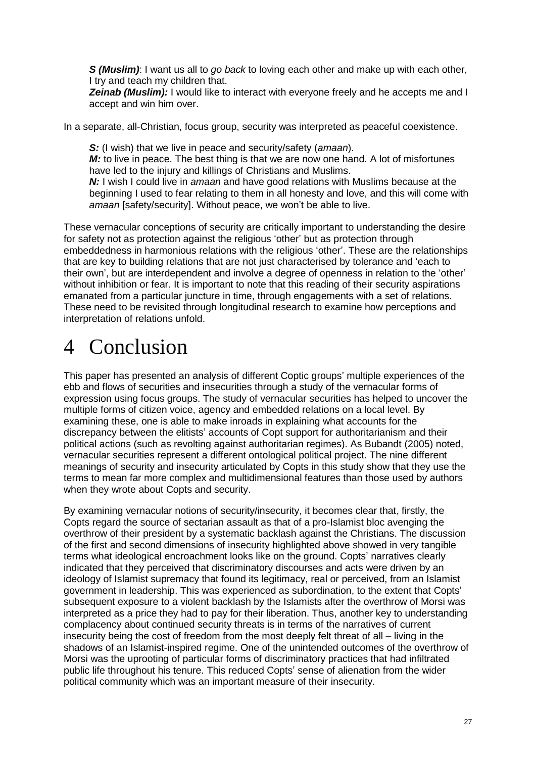***S (Muslim)***: I want us all to *go back* to loving each other and make up with each other, I try and teach my children that.
***Zeinab (Muslim):*** I would like to interact with everyone freely and he accepts me and I accept and win him over.

In a separate, all-Christian, focus group, security was interpreted as peaceful coexistence.

***S:*** (I wish) that we live in peace and security/safety (*amaan*).
***M:*** to live in peace. The best thing is that we are now one hand. A lot of misfortunes have led to the injury and killings of Christians and Muslims.
***N:*** I wish I could live in *amaan* and have good relations with Muslims because at the beginning I used to fear relating to them in all honesty and love, and this will come with *amaan* [safety/security]. Without peace, we won't be able to live.

These vernacular conceptions of security are critically important to understanding the desire for safety not as protection against the religious 'other' but as protection through embeddedness in harmonious relations with the religious 'other'. These are the relationships that are key to building relations that are not just characterised by tolerance and 'each to their own', but are interdependent and involve a degree of openness in relation to the 'other' without inhibition or fear. It is important to note that this reading of their security aspirations emanated from a particular juncture in time, through engagements with a set of relations. These need to be revisited through longitudinal research to examine how perceptions and interpretation of relations unfold.

# 4 Conclusion

This paper has presented an analysis of different Coptic groups' multiple experiences of the ebb and flows of securities and insecurities through a study of the vernacular forms of expression using focus groups. The study of vernacular securities has helped to uncover the multiple forms of citizen voice, agency and embedded relations on a local level. By examining these, one is able to make inroads in explaining what accounts for the discrepancy between the elitists' accounts of Copt support for authoritarianism and their political actions (such as revolting against authoritarian regimes). As Bubandt (2005) noted, vernacular securities represent a different ontological political project. The nine different meanings of security and insecurity articulated by Copts in this study show that they use the terms to mean far more complex and multidimensional features than those used by authors when they wrote about Copts and security.

By examining vernacular notions of security/insecurity, it becomes clear that, firstly, the Copts regard the source of sectarian assault as that of a pro-Islamist bloc avenging the overthrow of their president by a systematic backlash against the Christians. The discussion of the first and second dimensions of insecurity highlighted above showed in very tangible terms what ideological encroachment looks like on the ground. Copts' narratives clearly indicated that they perceived that discriminatory discourses and acts were driven by an ideology of Islamist supremacy that found its legitimacy, real or perceived, from an Islamist government in leadership. This was experienced as subordination, to the extent that Copts' subsequent exposure to a violent backlash by the Islamists after the overthrow of Morsi was interpreted as a price they had to pay for their liberation. Thus, another key to understanding complacency about continued security threats is in terms of the narratives of current insecurity being the cost of freedom from the most deeply felt threat of all – living in the shadows of an Islamist-inspired regime. One of the unintended outcomes of the overthrow of Morsi was the uprooting of particular forms of discriminatory practices that had infiltrated public life throughout his tenure. This reduced Copts' sense of alienation from the wider political community which was an important measure of their insecurity.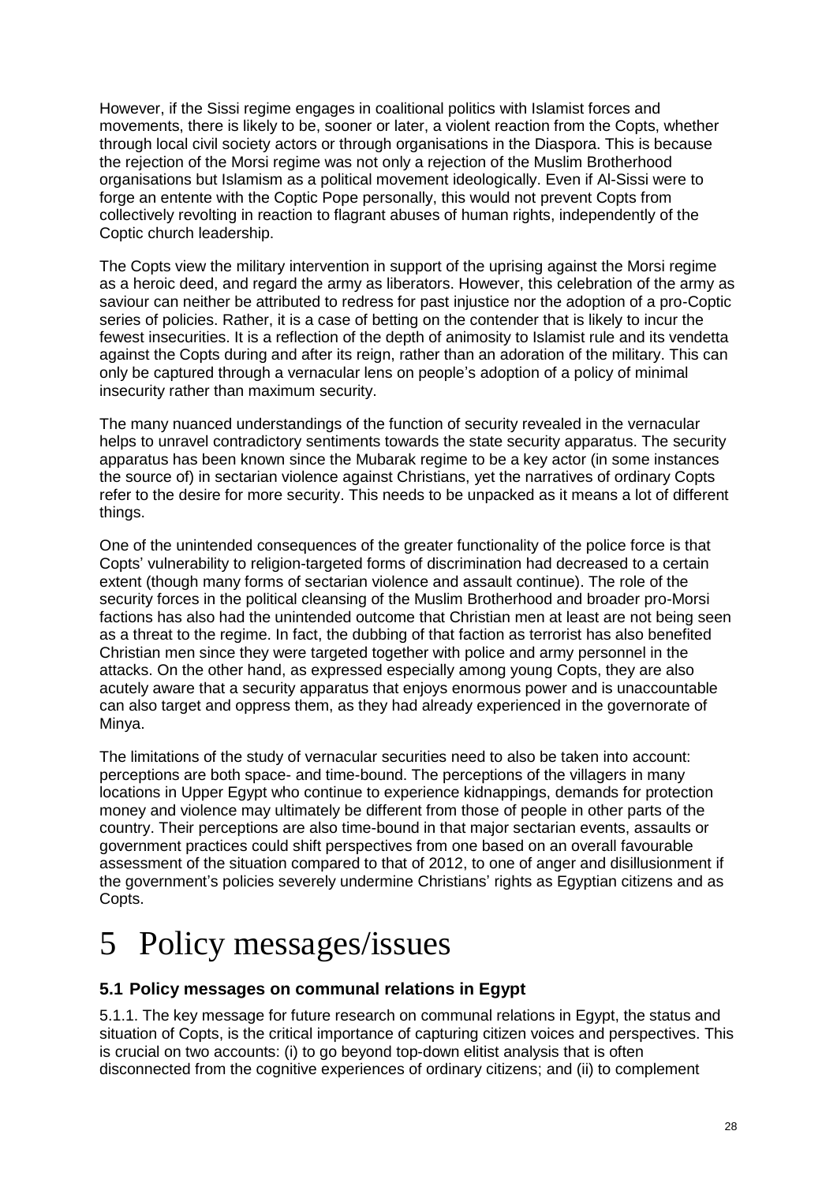However, if the Sissi regime engages in coalitional politics with Islamist forces and movements, there is likely to be, sooner or later, a violent reaction from the Copts, whether through local civil society actors or through organisations in the Diaspora. This is because the rejection of the Morsi regime was not only a rejection of the Muslim Brotherhood organisations but Islamism as a political movement ideologically. Even if Al-Sissi were to forge an entente with the Coptic Pope personally, this would not prevent Copts from collectively revolting in reaction to flagrant abuses of human rights, independently of the Coptic church leadership.

The Copts view the military intervention in support of the uprising against the Morsi regime as a heroic deed, and regard the army as liberators. However, this celebration of the army as saviour can neither be attributed to redress for past injustice nor the adoption of a pro-Coptic series of policies. Rather, it is a case of betting on the contender that is likely to incur the fewest insecurities. It is a reflection of the depth of animosity to Islamist rule and its vendetta against the Copts during and after its reign, rather than an adoration of the military. This can only be captured through a vernacular lens on people's adoption of a policy of minimal insecurity rather than maximum security.

The many nuanced understandings of the function of security revealed in the vernacular helps to unravel contradictory sentiments towards the state security apparatus. The security apparatus has been known since the Mubarak regime to be a key actor (in some instances the source of) in sectarian violence against Christians, yet the narratives of ordinary Copts refer to the desire for more security. This needs to be unpacked as it means a lot of different things.

One of the unintended consequences of the greater functionality of the police force is that Copts' vulnerability to religion-targeted forms of discrimination had decreased to a certain extent (though many forms of sectarian violence and assault continue). The role of the security forces in the political cleansing of the Muslim Brotherhood and broader pro-Morsi factions has also had the unintended outcome that Christian men at least are not being seen as a threat to the regime. In fact, the dubbing of that faction as terrorist has also benefited Christian men since they were targeted together with police and army personnel in the attacks. On the other hand, as expressed especially among young Copts, they are also acutely aware that a security apparatus that enjoys enormous power and is unaccountable can also target and oppress them, as they had already experienced in the governorate of Minya.

The limitations of the study of vernacular securities need to also be taken into account: perceptions are both space- and time-bound. The perceptions of the villagers in many locations in Upper Egypt who continue to experience kidnappings, demands for protection money and violence may ultimately be different from those of people in other parts of the country. Their perceptions are also time-bound in that major sectarian events, assaults or government practices could shift perspectives from one based on an overall favourable assessment of the situation compared to that of 2012, to one of anger and disillusionment if the government's policies severely undermine Christians' rights as Egyptian citizens and as Copts.

# 5 Policy messages/issues

## 5.1 Policy messages on communal relations in Egypt

5.1.1. The key message for future research on communal relations in Egypt, the status and situation of Copts, is the critical importance of capturing citizen voices and perspectives. This is crucial on two accounts: (i) to go beyond top-down elitist analysis that is often disconnected from the cognitive experiences of ordinary citizens; and (ii) to complement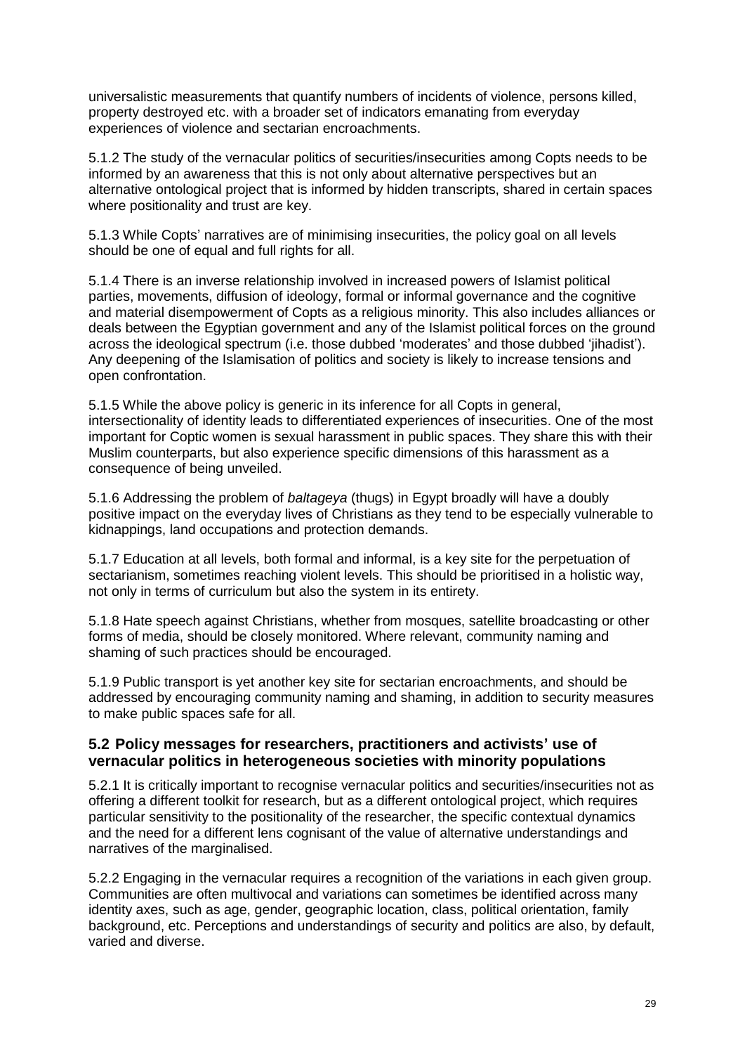universalistic measurements that quantify numbers of incidents of violence, persons killed, property destroyed etc. with a broader set of indicators emanating from everyday experiences of violence and sectarian encroachments.

5.1.2 The study of the vernacular politics of securities/insecurities among Copts needs to be informed by an awareness that this is not only about alternative perspectives but an alternative ontological project that is informed by hidden transcripts, shared in certain spaces where positionality and trust are key.

5.1.3 While Copts' narratives are of minimising insecurities, the policy goal on all levels should be one of equal and full rights for all.

5.1.4 There is an inverse relationship involved in increased powers of Islamist political parties, movements, diffusion of ideology, formal or informal governance and the cognitive and material disempowerment of Copts as a religious minority. This also includes alliances or deals between the Egyptian government and any of the Islamist political forces on the ground across the ideological spectrum (i.e. those dubbed 'moderates' and those dubbed 'jihadist'). Any deepening of the Islamisation of politics and society is likely to increase tensions and open confrontation.

5.1.5 While the above policy is generic in its inference for all Copts in general, intersectionality of identity leads to differentiated experiences of insecurities. One of the most important for Coptic women is sexual harassment in public spaces. They share this with their Muslim counterparts, but also experience specific dimensions of this harassment as a consequence of being unveiled.

5.1.6 Addressing the problem of *baltageya* (thugs) in Egypt broadly will have a doubly positive impact on the everyday lives of Christians as they tend to be especially vulnerable to kidnappings, land occupations and protection demands.

5.1.7 Education at all levels, both formal and informal, is a key site for the perpetuation of sectarianism, sometimes reaching violent levels. This should be prioritised in a holistic way, not only in terms of curriculum but also the system in its entirety.

5.1.8 Hate speech against Christians, whether from mosques, satellite broadcasting or other forms of media, should be closely monitored. Where relevant, community naming and shaming of such practices should be encouraged.

5.1.9 Public transport is yet another key site for sectarian encroachments, and should be addressed by encouraging community naming and shaming, in addition to security measures to make public spaces safe for all.

### 5.2 Policy messages for researchers, practitioners and activists' use of vernacular politics in heterogeneous societies with minority populations

5.2.1 It is critically important to recognise vernacular politics and securities/insecurities not as offering a different toolkit for research, but as a different ontological project, which requires particular sensitivity to the positionality of the researcher, the specific contextual dynamics and the need for a different lens cognisant of the value of alternative understandings and narratives of the marginalised.

5.2.2 Engaging in the vernacular requires a recognition of the variations in each given group. Communities are often multivocal and variations can sometimes be identified across many identity axes, such as age, gender, geographic location, class, political orientation, family background, etc. Perceptions and understandings of security and politics are also, by default, varied and diverse.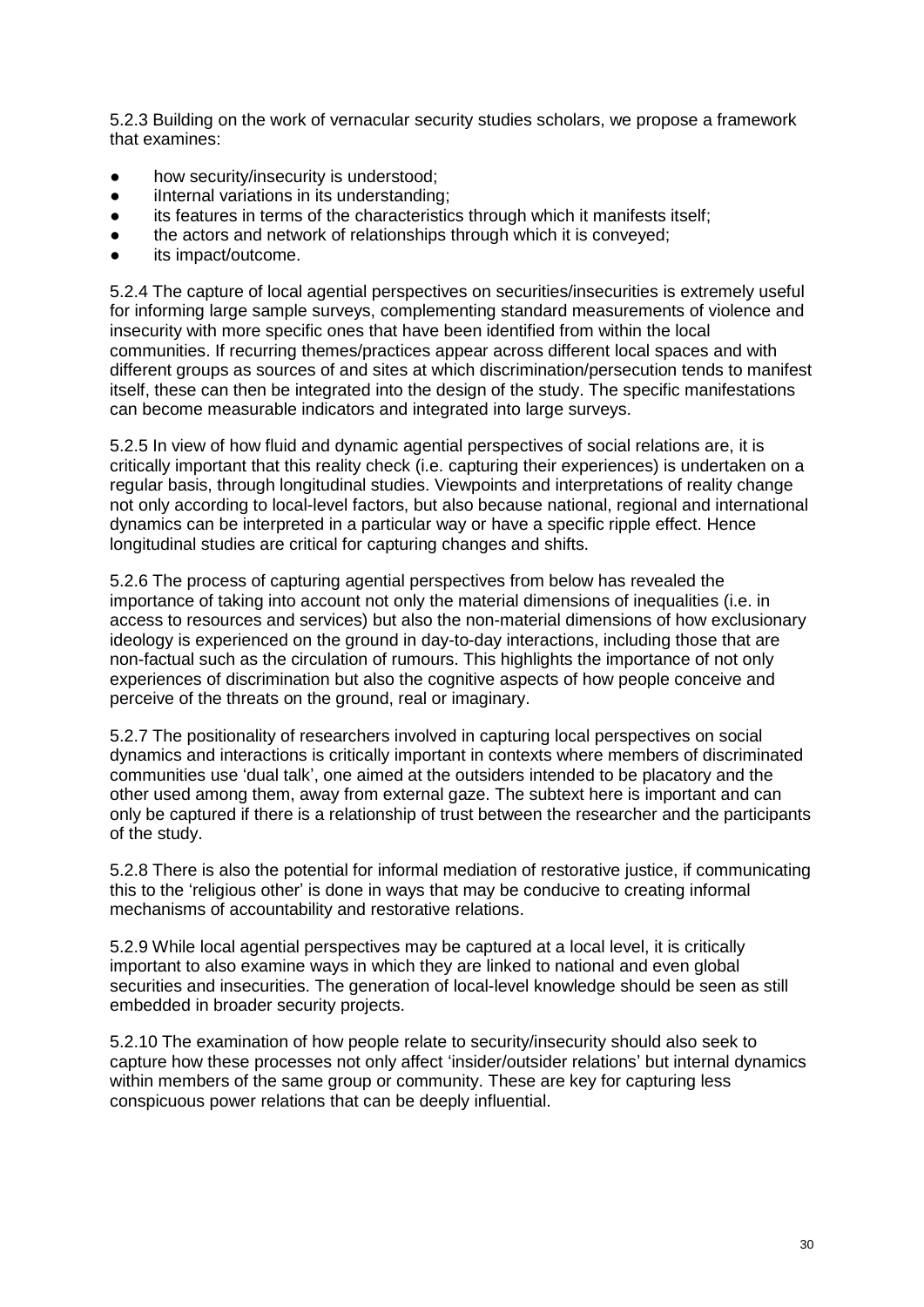5.2.3 Building on the work of vernacular security studies scholars, we propose a framework that examines:

- how security/insecurity is understood;
- iInternal variations in its understanding;
- its features in terms of the characteristics through which it manifests itself;
- the actors and network of relationships through which it is conveyed;
- its impact/outcome.

5.2.4 The capture of local agential perspectives on securities/insecurities is extremely useful for informing large sample surveys, complementing standard measurements of violence and insecurity with more specific ones that have been identified from within the local communities. If recurring themes/practices appear across different local spaces and with different groups as sources of and sites at which discrimination/persecution tends to manifest itself, these can then be integrated into the design of the study. The specific manifestations can become measurable indicators and integrated into large surveys.

5.2.5 In view of how fluid and dynamic agential perspectives of social relations are, it is critically important that this reality check (i.e. capturing their experiences) is undertaken on a regular basis, through longitudinal studies. Viewpoints and interpretations of reality change not only according to local-level factors, but also because national, regional and international dynamics can be interpreted in a particular way or have a specific ripple effect. Hence longitudinal studies are critical for capturing changes and shifts.

5.2.6 The process of capturing agential perspectives from below has revealed the importance of taking into account not only the material dimensions of inequalities (i.e. in access to resources and services) but also the non-material dimensions of how exclusionary ideology is experienced on the ground in day-to-day interactions, including those that are non-factual such as the circulation of rumours. This highlights the importance of not only experiences of discrimination but also the cognitive aspects of how people conceive and perceive of the threats on the ground, real or imaginary.

5.2.7 The positionality of researchers involved in capturing local perspectives on social dynamics and interactions is critically important in contexts where members of discriminated communities use 'dual talk', one aimed at the outsiders intended to be placatory and the other used among them, away from external gaze. The subtext here is important and can only be captured if there is a relationship of trust between the researcher and the participants of the study.

5.2.8 There is also the potential for informal mediation of restorative justice, if communicating this to the 'religious other' is done in ways that may be conducive to creating informal mechanisms of accountability and restorative relations.

5.2.9 While local agential perspectives may be captured at a local level, it is critically important to also examine ways in which they are linked to national and even global securities and insecurities. The generation of local-level knowledge should be seen as still embedded in broader security projects.

5.2.10 The examination of how people relate to security/insecurity should also seek to capture how these processes not only affect 'insider/outsider relations' but internal dynamics within members of the same group or community. These are key for capturing less conspicuous power relations that can be deeply influential.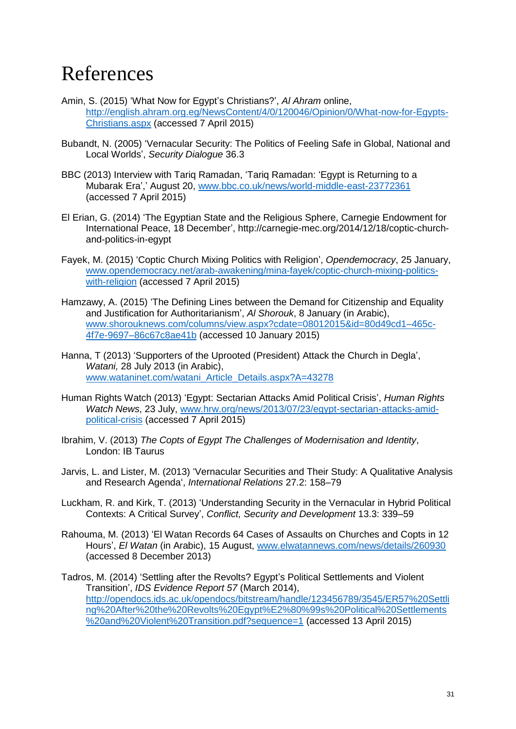# References

Amin, S. (2015) 'What Now for Egypt's Christians?', *Al Ahram* online, http://english.ahram.org.eg/NewsContent/4/0/120046/Opinion/0/What-now-for-Egypts-Christians.aspx (accessed 7 April 2015)

Bubandt, N. (2005) 'Vernacular Security: The Politics of Feeling Safe in Global, National and Local Worlds', *Security Dialogue* 36.3

BBC (2013) Interview with Tariq Ramadan, 'Tariq Ramadan: 'Egypt is Returning to a Mubarak Era',' August 20, www.bbc.co.uk/news/world-middle-east-23772361 (accessed 7 April 2015)

El Erian, G. (2014) 'The Egyptian State and the Religious Sphere, Carnegie Endowment for International Peace, 18 December', http://carnegie-mec.org/2014/12/18/coptic-church-and-politics-in-egypt

Fayek, M. (2015) 'Coptic Church Mixing Politics with Religion', *Opendemocracy*, 25 January, www.opendemocracy.net/arab-awakening/mina-fayek/coptic-church-mixing-politics-with-religion (accessed 7 April 2015)

Hamzawy, A. (2015) 'The Defining Lines between the Demand for Citizenship and Equality and Justification for Authoritarianism', *Al Shorouk*, 8 January (in Arabic), www.shorouknews.com/columns/view.aspx?cdate=08012015&id=80d49cd1–465c-4f7e-9697–86c67c8ae41b (accessed 10 January 2015)

Hanna, T (2013) 'Supporters of the Uprooted (President) Attack the Church in Degla', *Watani,* 28 July 2013 (in Arabic), www.wataninet.com/watani_Article_Details.aspx?A=43278

Human Rights Watch (2013) 'Egypt: Sectarian Attacks Amid Political Crisis', *Human Rights Watch News*, 23 July, www.hrw.org/news/2013/07/23/egypt-sectarian-attacks-amid-political-crisis (accessed 7 April 2015)

Ibrahim, V. (2013) *The Copts of Egypt The Challenges of Modernisation and Identity*, London: IB Taurus

Jarvis, L. and Lister, M. (2013) 'Vernacular Securities and Their Study: A Qualitative Analysis and Research Agenda', *International Relations* 27.2: 158–79

Luckham, R. and Kirk, T. (2013) 'Understanding Security in the Vernacular in Hybrid Political Contexts: A Critical Survey', *Conflict, Security and Development* 13.3: 339–59

Rahouma, M. (2013) 'El Watan Records 64 Cases of Assaults on Churches and Copts in 12 Hours', *El Watan* (in Arabic), 15 August, www.elwatannews.com/news/details/260930 (accessed 8 December 2013)

Tadros, M. (2014) 'Settling after the Revolts? Egypt's Political Settlements and Violent Transition', *IDS Evidence Report 57* (March 2014), http://opendocs.ids.ac.uk/opendocs/bitstream/handle/123456789/3545/ER57%20Settling%20After%20the%20Revolts%20Egypt%E2%80%99s%20Political%20Settlements%20and%20Violent%20Transition.pdf?sequence=1 (accessed 13 April 2015)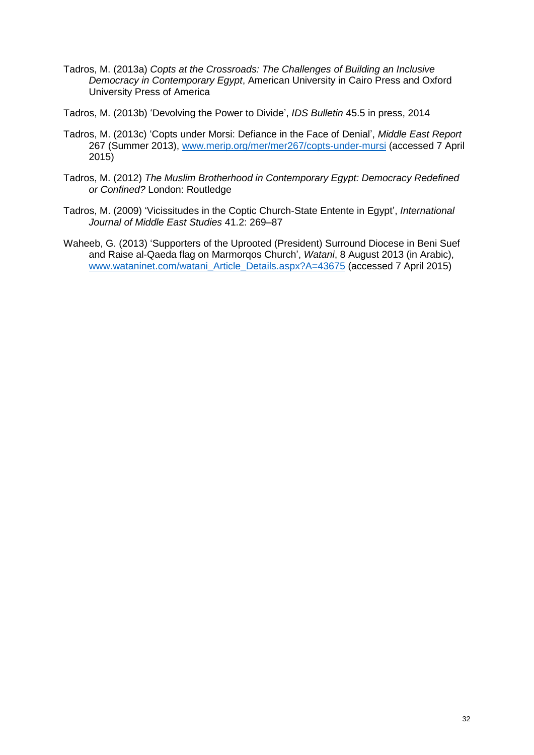Tadros, M. (2013a) *Copts at the Crossroads: The Challenges of Building an Inclusive Democracy in Contemporary Egypt*, American University in Cairo Press and Oxford University Press of America

Tadros, M. (2013b) 'Devolving the Power to Divide', *IDS Bulletin* 45.5 in press, 2014

Tadros, M. (2013c) 'Copts under Morsi: Defiance in the Face of Denial', *Middle East Report* 267 (Summer 2013), www.merip.org/mer/mer267/copts-under-mursi (accessed 7 April 2015)

Tadros, M. (2012) *The Muslim Brotherhood in Contemporary Egypt: Democracy Redefined or Confined?* London: Routledge

Tadros, M. (2009) 'Vicissitudes in the Coptic Church-State Entente in Egypt', *International Journal of Middle East Studies* 41.2: 269–87

Waheeb, G. (2013) 'Supporters of the Uprooted (President) Surround Diocese in Beni Suef and Raise al-Qaeda flag on Marmorqos Church', *Watani*, 8 August 2013 (in Arabic), www.wataninet.com/watani_Article_Details.aspx?A=43675 (accessed 7 April 2015)